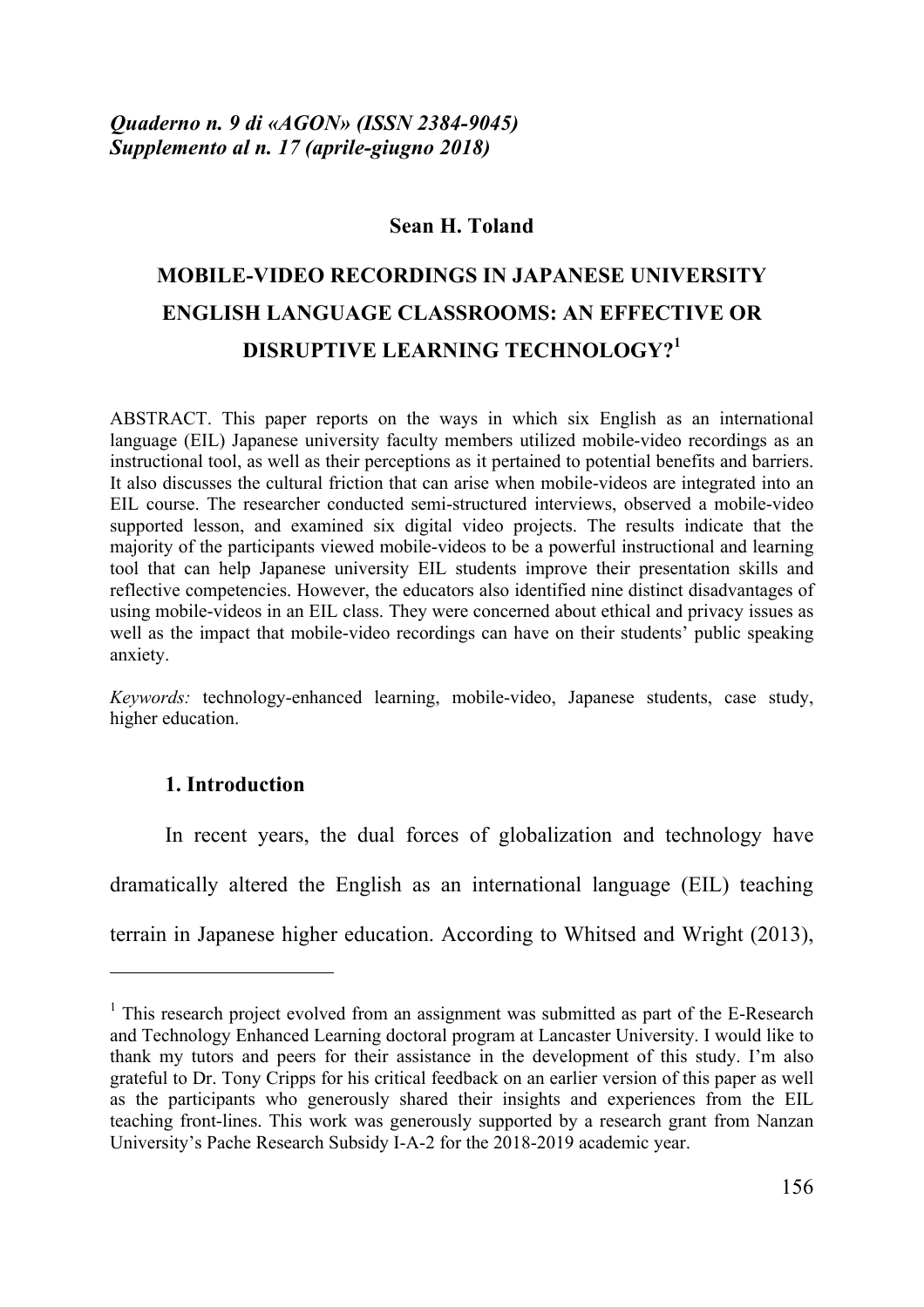*Quaderno n. 9 di «AGON» (ISSN 2384-9045)*
*Supplemento al n. 17 (aprile-giugno 2018)*

**Sean H. Toland**

# MOBILE-VIDEO RECORDINGS IN JAPANESE UNIVERSITY ENGLISH LANGUAGE CLASSROOMS: AN EFFECTIVE OR DISRUPTIVE LEARNING TECHNOLOGY?[1]

ABSTRACT. This paper reports on the ways in which six English as an international language (EIL) Japanese university faculty members utilized mobile-video recordings as an instructional tool, as well as their perceptions as it pertained to potential benefits and barriers. It also discusses the cultural friction that can arise when mobile-videos are integrated into an EIL course. The researcher conducted semi-structured interviews, observed a mobile-video supported lesson, and examined six digital video projects. The results indicate that the majority of the participants viewed mobile-videos to be a powerful instructional and learning tool that can help Japanese university EIL students improve their presentation skills and reflective competencies. However, the educators also identified nine distinct disadvantages of using mobile-videos in an EIL class. They were concerned about ethical and privacy issues as well as the impact that mobile-video recordings can have on their students' public speaking anxiety.

*Keywords:* technology-enhanced learning, mobile-video, Japanese students, case study, higher education.

## 1. Introduction

In recent years, the dual forces of globalization and technology have dramatically altered the English as an international language (EIL) teaching terrain in Japanese higher education. According to Whitsed and Wright (2013),

---

[1] This research project evolved from an assignment was submitted as part of the E-Research and Technology Enhanced Learning doctoral program at Lancaster University. I would like to thank my tutors and peers for their assistance in the development of this study. I'm also grateful to Dr. Tony Cripps for his critical feedback on an earlier version of this paper as well as the participants who generously shared their insights and experiences from the EIL teaching front-lines. This work was generously supported by a research grant from Nanzan University's Pache Research Subsidy I-A-2 for the 2018-2019 academic year.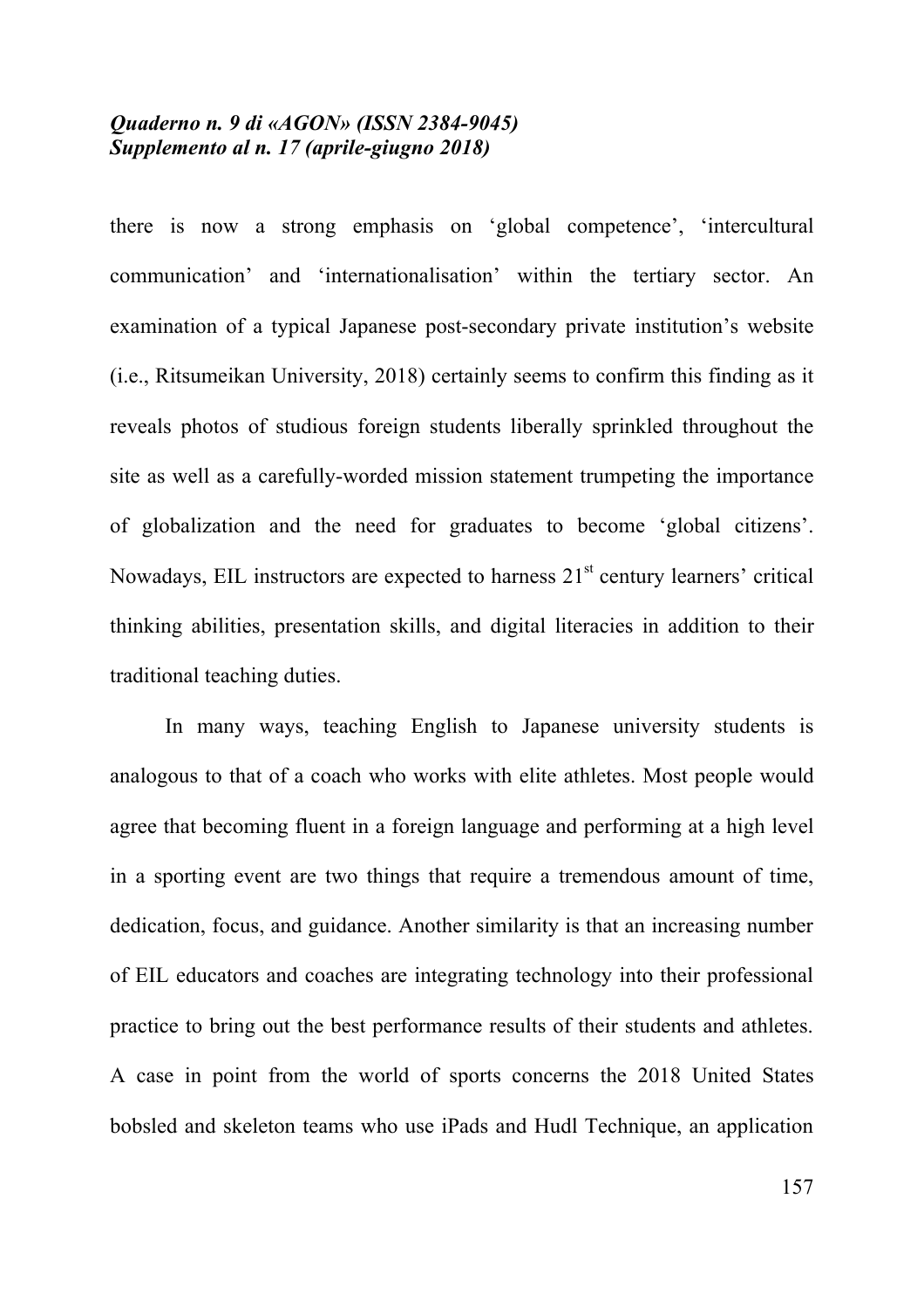there is now a strong emphasis on ‘global competence’, ‘intercultural communication’ and ‘internationalisation’ within the tertiary sector. An examination of a typical Japanese post-secondary private institution’s website (i.e., Ritsumeikan University, 2018) certainly seems to confirm this finding as it reveals photos of studious foreign students liberally sprinkled throughout the site as well as a carefully-worded mission statement trumpeting the importance of globalization and the need for graduates to become ‘global citizens’. Nowadays, EIL instructors are expected to harness 21st century learners’ critical thinking abilities, presentation skills, and digital literacies in addition to their traditional teaching duties.

In many ways, teaching English to Japanese university students is analogous to that of a coach who works with elite athletes. Most people would agree that becoming fluent in a foreign language and performing at a high level in a sporting event are two things that require a tremendous amount of time, dedication, focus, and guidance. Another similarity is that an increasing number of EIL educators and coaches are integrating technology into their professional practice to bring out the best performance results of their students and athletes. A case in point from the world of sports concerns the 2018 United States bobsled and skeleton teams who use iPads and Hudl Technique, an application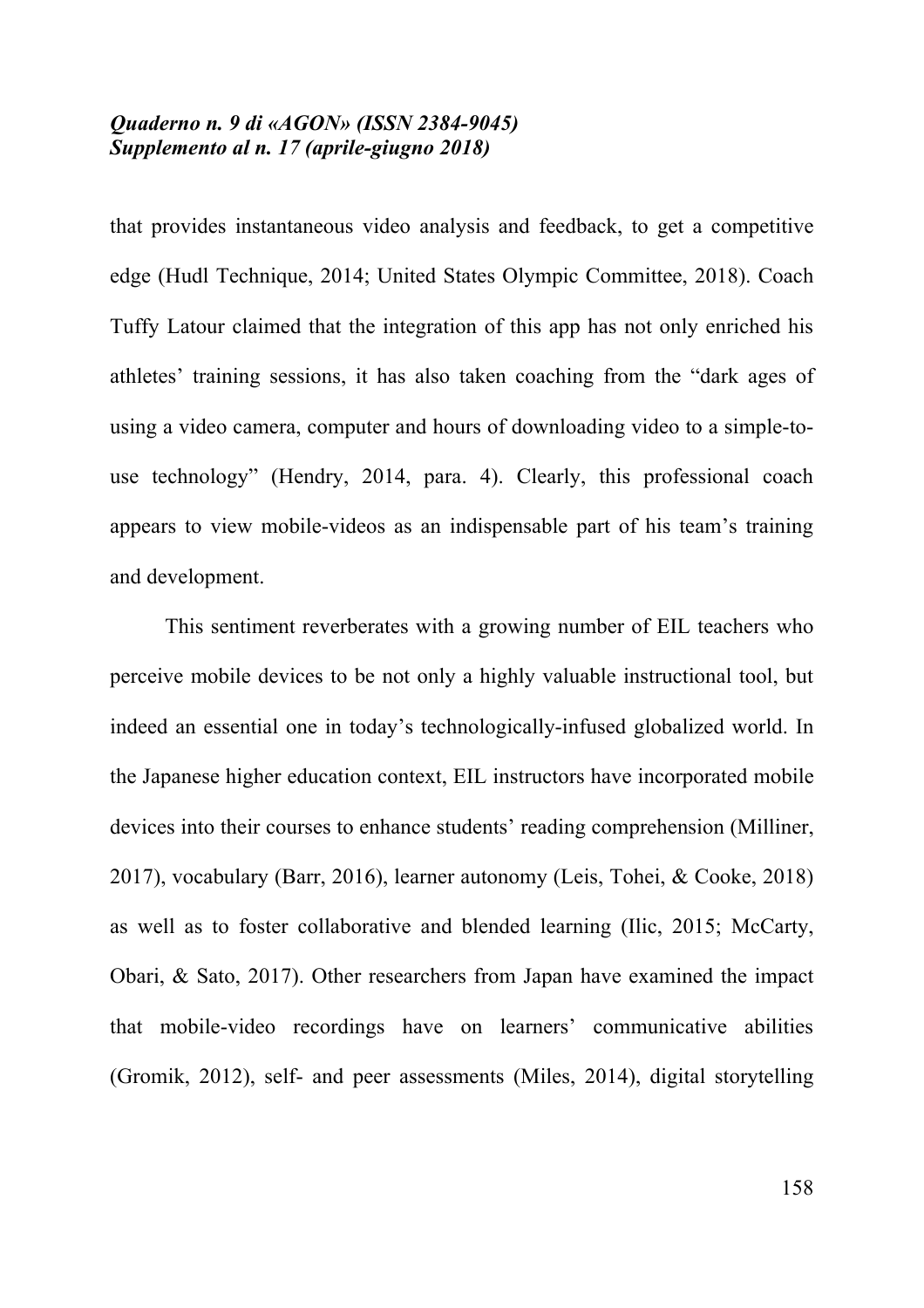that provides instantaneous video analysis and feedback, to get a competitive edge (Hudl Technique, 2014; United States Olympic Committee, 2018). Coach Tuffy Latour claimed that the integration of this app has not only enriched his athletes' training sessions, it has also taken coaching from the "dark ages of using a video camera, computer and hours of downloading video to a simple-to-use technology" (Hendry, 2014, para. 4). Clearly, this professional coach appears to view mobile-videos as an indispensable part of his team's training and development.

This sentiment reverberates with a growing number of EIL teachers who perceive mobile devices to be not only a highly valuable instructional tool, but indeed an essential one in today's technologically-infused globalized world. In the Japanese higher education context, EIL instructors have incorporated mobile devices into their courses to enhance students' reading comprehension (Milliner, 2017), vocabulary (Barr, 2016), learner autonomy (Leis, Tohei, & Cooke, 2018) as well as to foster collaborative and blended learning (Ilic, 2015; McCarty, Obari, & Sato, 2017). Other researchers from Japan have examined the impact that mobile-video recordings have on learners' communicative abilities (Gromik, 2012), self- and peer assessments (Miles, 2014), digital storytelling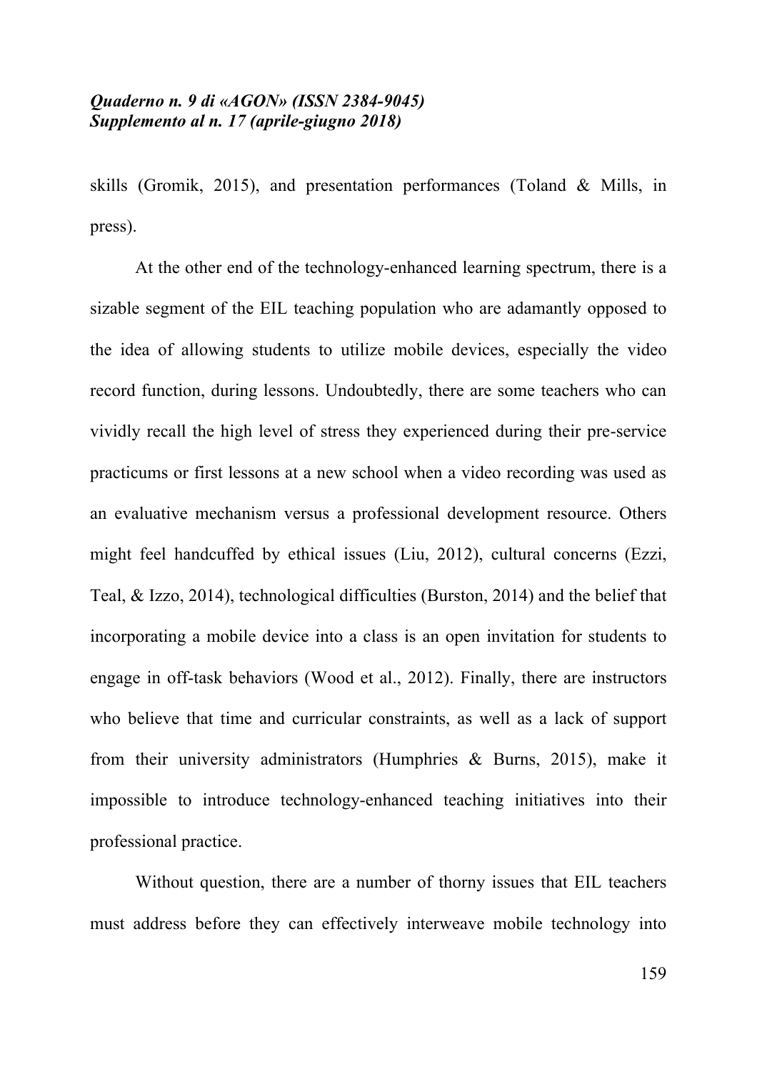skills (Gromik, 2015), and presentation performances (Toland & Mills, in press).

At the other end of the technology-enhanced learning spectrum, there is a sizable segment of the EIL teaching population who are adamantly opposed to the idea of allowing students to utilize mobile devices, especially the video record function, during lessons. Undoubtedly, there are some teachers who can vividly recall the high level of stress they experienced during their pre-service practicums or first lessons at a new school when a video recording was used as an evaluative mechanism versus a professional development resource. Others might feel handcuffed by ethical issues (Liu, 2012), cultural concerns (Ezzi, Teal, & Izzo, 2014), technological difficulties (Burston, 2014) and the belief that incorporating a mobile device into a class is an open invitation for students to engage in off-task behaviors (Wood et al., 2012). Finally, there are instructors who believe that time and curricular constraints, as well as a lack of support from their university administrators (Humphries & Burns, 2015), make it impossible to introduce technology-enhanced teaching initiatives into their professional practice.

Without question, there are a number of thorny issues that EIL teachers must address before they can effectively interweave mobile technology into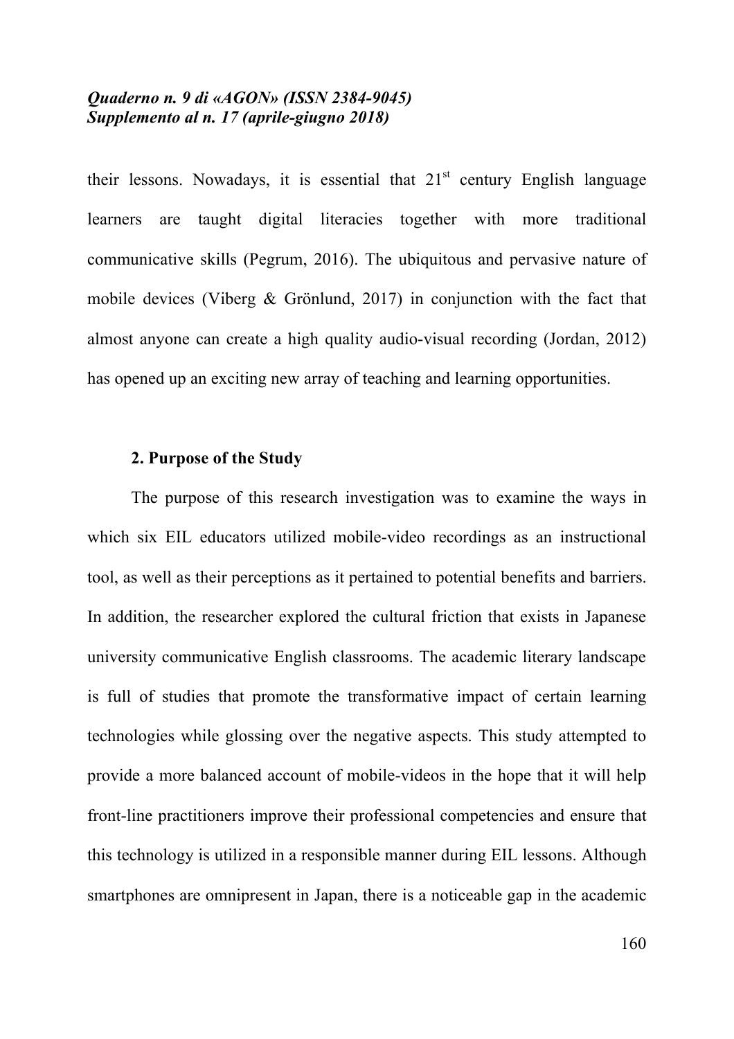their lessons. Nowadays, it is essential that 21st century English language learners are taught digital literacies together with more traditional communicative skills (Pegrum, 2016). The ubiquitous and pervasive nature of mobile devices (Viberg & Grönlund, 2017) in conjunction with the fact that almost anyone can create a high quality audio-visual recording (Jordan, 2012) has opened up an exciting new array of teaching and learning opportunities.

## 2. Purpose of the Study

The purpose of this research investigation was to examine the ways in which six EIL educators utilized mobile-video recordings as an instructional tool, as well as their perceptions as it pertained to potential benefits and barriers. In addition, the researcher explored the cultural friction that exists in Japanese university communicative English classrooms. The academic literary landscape is full of studies that promote the transformative impact of certain learning technologies while glossing over the negative aspects. This study attempted to provide a more balanced account of mobile-videos in the hope that it will help front-line practitioners improve their professional competencies and ensure that this technology is utilized in a responsible manner during EIL lessons. Although smartphones are omnipresent in Japan, there is a noticeable gap in the academic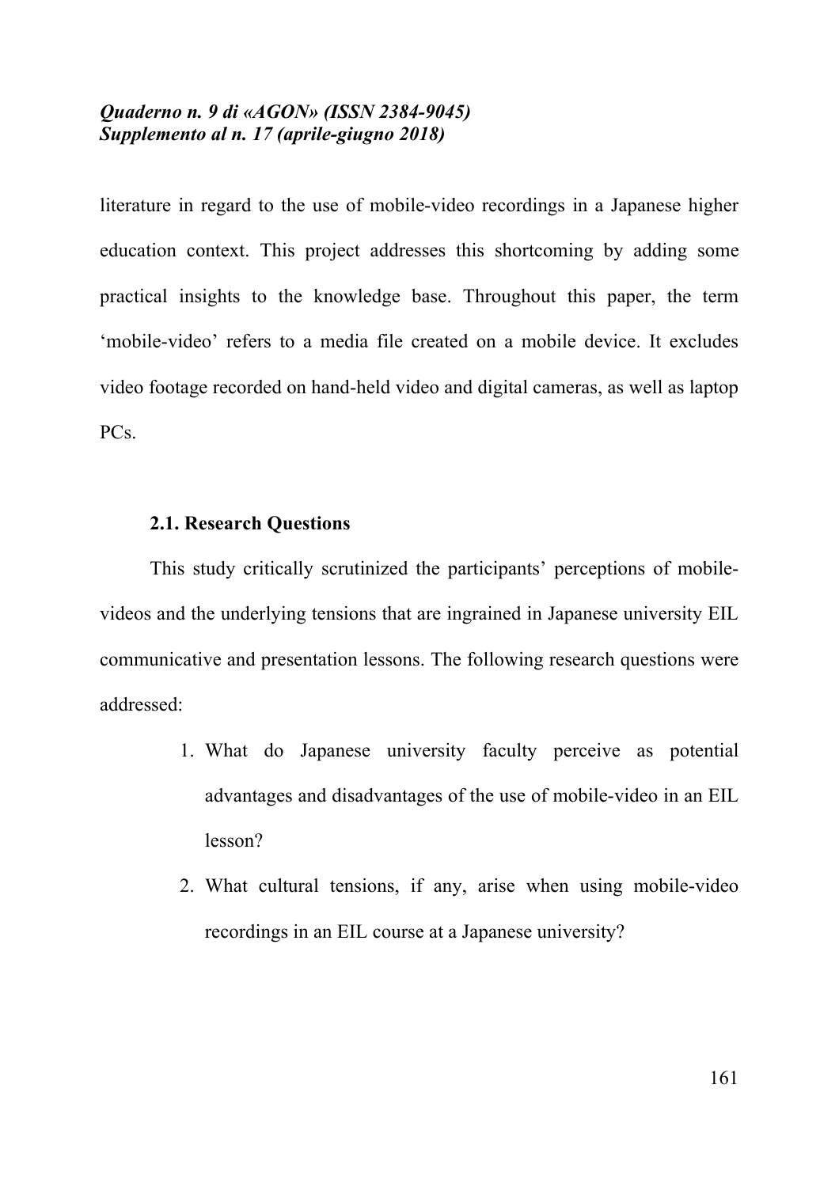literature in regard to the use of mobile-video recordings in a Japanese higher education context. This project addresses this shortcoming by adding some practical insights to the knowledge base. Throughout this paper, the term 'mobile-video' refers to a media file created on a mobile device. It excludes video footage recorded on hand-held video and digital cameras, as well as laptop PCs.

### 2.1. Research Questions

This study critically scrutinized the participants' perceptions of mobile-videos and the underlying tensions that are ingrained in Japanese university EIL communicative and presentation lessons. The following research questions were addressed:

1. What do Japanese university faculty perceive as potential advantages and disadvantages of the use of mobile-video in an EIL lesson?
2. What cultural tensions, if any, arise when using mobile-video recordings in an EIL course at a Japanese university?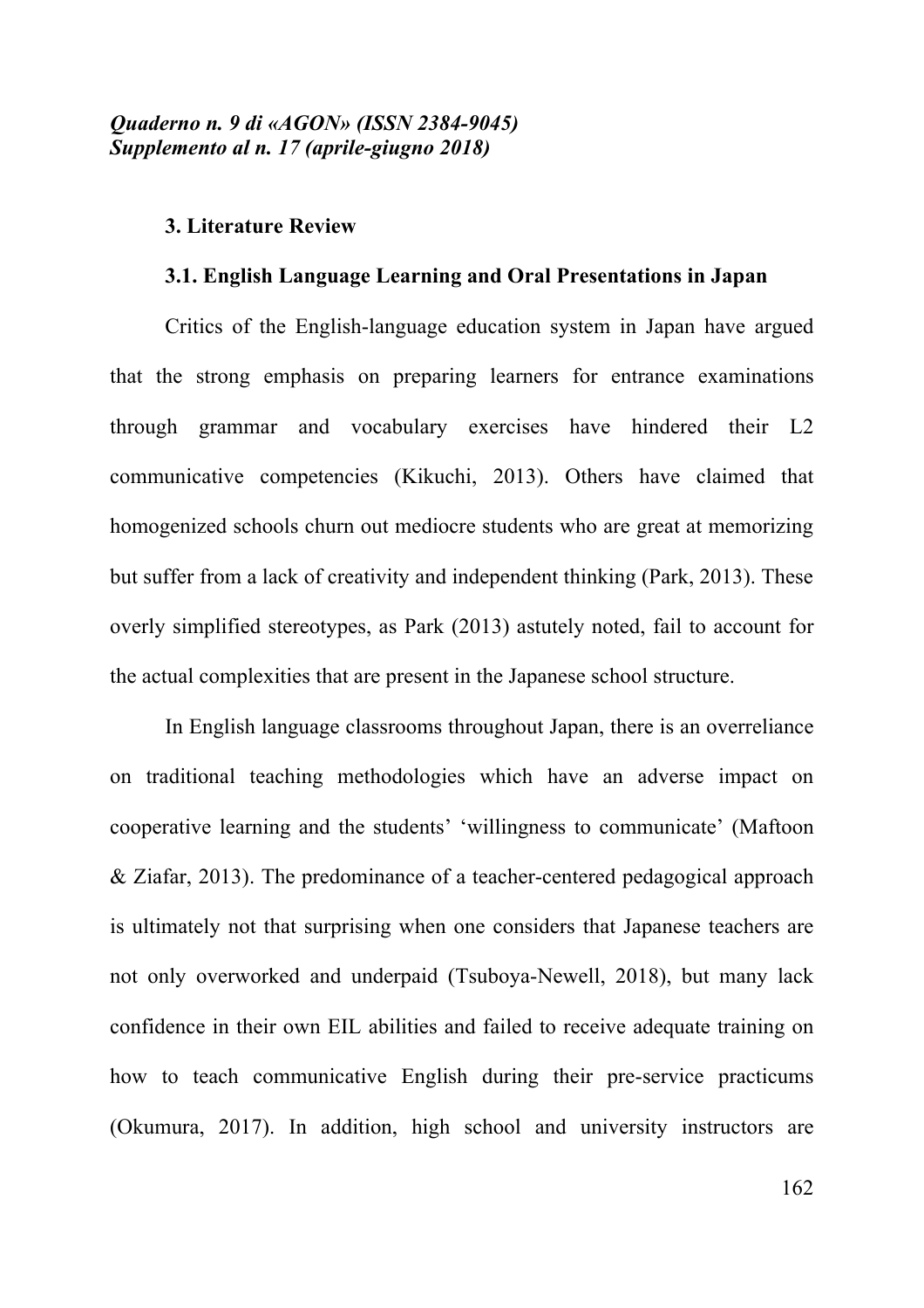## 3. Literature Review

### 3.1. English Language Learning and Oral Presentations in Japan

Critics of the English-language education system in Japan have argued that the strong emphasis on preparing learners for entrance examinations through grammar and vocabulary exercises have hindered their L2 communicative competencies (Kikuchi, 2013). Others have claimed that homogenized schools churn out mediocre students who are great at memorizing but suffer from a lack of creativity and independent thinking (Park, 2013). These overly simplified stereotypes, as Park (2013) astutely noted, fail to account for the actual complexities that are present in the Japanese school structure.

In English language classrooms throughout Japan, there is an overreliance on traditional teaching methodologies which have an adverse impact on cooperative learning and the students' 'willingness to communicate' (Maftoon & Ziafar, 2013). The predominance of a teacher-centered pedagogical approach is ultimately not that surprising when one considers that Japanese teachers are not only overworked and underpaid (Tsuboya-Newell, 2018), but many lack confidence in their own EIL abilities and failed to receive adequate training on how to teach communicative English during their pre-service practicums (Okumura, 2017). In addition, high school and university instructors are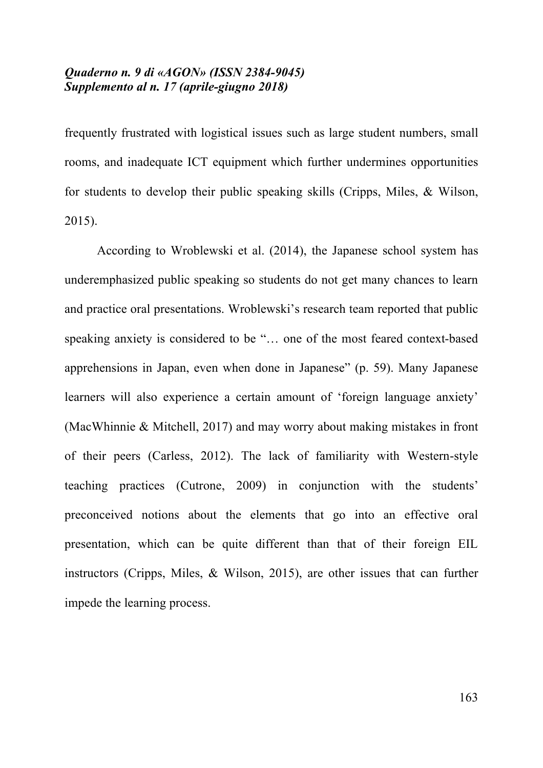frequently frustrated with logistical issues such as large student numbers, small rooms, and inadequate ICT equipment which further undermines opportunities for students to develop their public speaking skills (Cripps, Miles, & Wilson, 2015).

According to Wroblewski et al. (2014), the Japanese school system has underemphasized public speaking so students do not get many chances to learn and practice oral presentations. Wroblewski's research team reported that public speaking anxiety is considered to be "… one of the most feared context-based apprehensions in Japan, even when done in Japanese" (p. 59). Many Japanese learners will also experience a certain amount of 'foreign language anxiety' (MacWhinnie & Mitchell, 2017) and may worry about making mistakes in front of their peers (Carless, 2012). The lack of familiarity with Western-style teaching practices (Cutrone, 2009) in conjunction with the students' preconceived notions about the elements that go into an effective oral presentation, which can be quite different than that of their foreign EIL instructors (Cripps, Miles, & Wilson, 2015), are other issues that can further impede the learning process.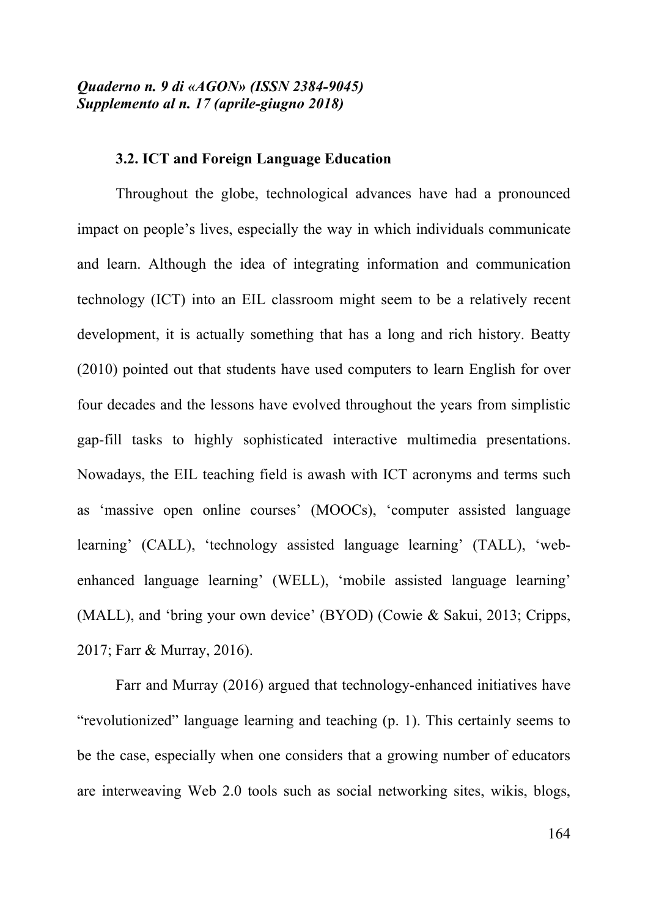### 3.2. ICT and Foreign Language Education

Throughout the globe, technological advances have had a pronounced impact on people's lives, especially the way in which individuals communicate and learn. Although the idea of integrating information and communication technology (ICT) into an EIL classroom might seem to be a relatively recent development, it is actually something that has a long and rich history. Beatty (2010) pointed out that students have used computers to learn English for over four decades and the lessons have evolved throughout the years from simplistic gap-fill tasks to highly sophisticated interactive multimedia presentations. Nowadays, the EIL teaching field is awash with ICT acronyms and terms such as 'massive open online courses' (MOOCs), 'computer assisted language learning' (CALL), 'technology assisted language learning' (TALL), 'web-enhanced language learning' (WELL), 'mobile assisted language learning' (MALL), and 'bring your own device' (BYOD) (Cowie & Sakui, 2013; Cripps, 2017; Farr & Murray, 2016).

Farr and Murray (2016) argued that technology-enhanced initiatives have "revolutionized" language learning and teaching (p. 1). This certainly seems to be the case, especially when one considers that a growing number of educators are interweaving Web 2.0 tools such as social networking sites, wikis, blogs,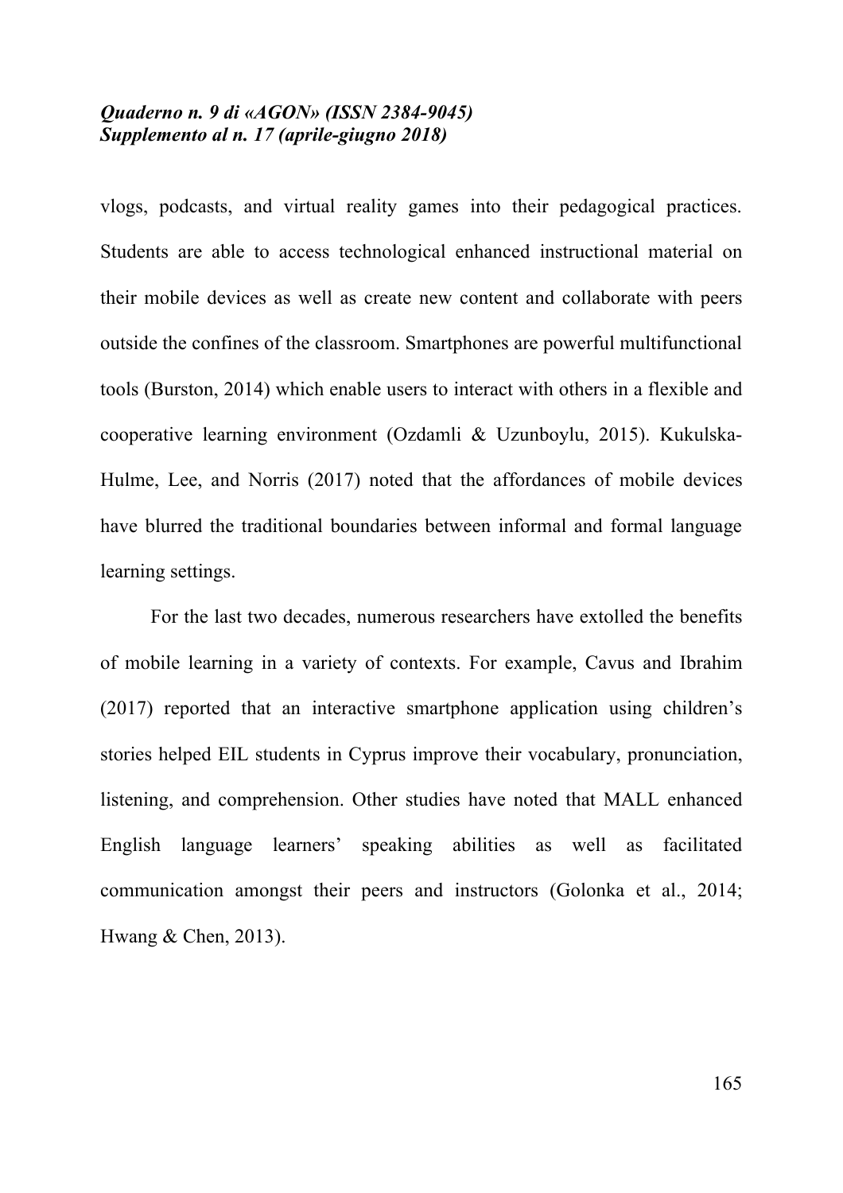vlogs, podcasts, and virtual reality games into their pedagogical practices. Students are able to access technological enhanced instructional material on their mobile devices as well as create new content and collaborate with peers outside the confines of the classroom. Smartphones are powerful multifunctional tools (Burston, 2014) which enable users to interact with others in a flexible and cooperative learning environment (Ozdamli & Uzunboylu, 2015). Kukulska-Hulme, Lee, and Norris (2017) noted that the affordances of mobile devices have blurred the traditional boundaries between informal and formal language learning settings.

For the last two decades, numerous researchers have extolled the benefits of mobile learning in a variety of contexts. For example, Cavus and Ibrahim (2017) reported that an interactive smartphone application using children's stories helped EIL students in Cyprus improve their vocabulary, pronunciation, listening, and comprehension. Other studies have noted that MALL enhanced English language learners' speaking abilities as well as facilitated communication amongst their peers and instructors (Golonka et al., 2014; Hwang & Chen, 2013).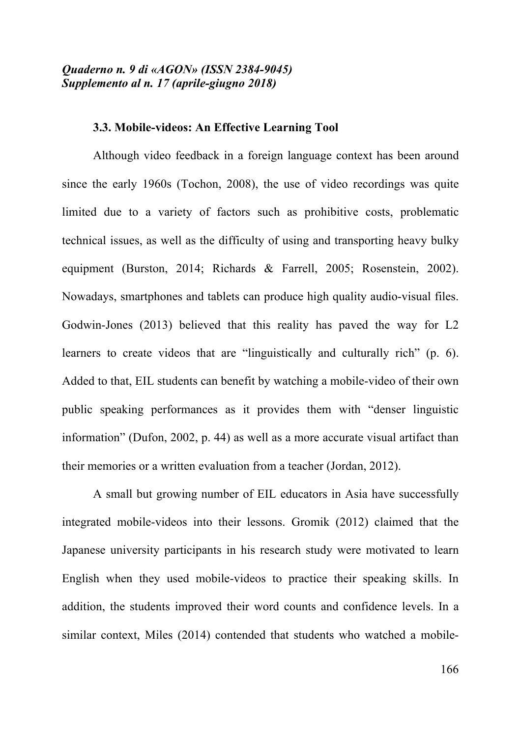### 3.3. Mobile-videos: An Effective Learning Tool

Although video feedback in a foreign language context has been around since the early 1960s (Tochon, 2008), the use of video recordings was quite limited due to a variety of factors such as prohibitive costs, problematic technical issues, as well as the difficulty of using and transporting heavy bulky equipment (Burston, 2014; Richards & Farrell, 2005; Rosenstein, 2002). Nowadays, smartphones and tablets can produce high quality audio-visual files. Godwin-Jones (2013) believed that this reality has paved the way for L2 learners to create videos that are "linguistically and culturally rich" (p. 6). Added to that, EIL students can benefit by watching a mobile-video of their own public speaking performances as it provides them with "denser linguistic information" (Dufon, 2002, p. 44) as well as a more accurate visual artifact than their memories or a written evaluation from a teacher (Jordan, 2012).

A small but growing number of EIL educators in Asia have successfully integrated mobile-videos into their lessons. Gromik (2012) claimed that the Japanese university participants in his research study were motivated to learn English when they used mobile-videos to practice their speaking skills. In addition, the students improved their word counts and confidence levels. In a similar context, Miles (2014) contended that students who watched a mobile-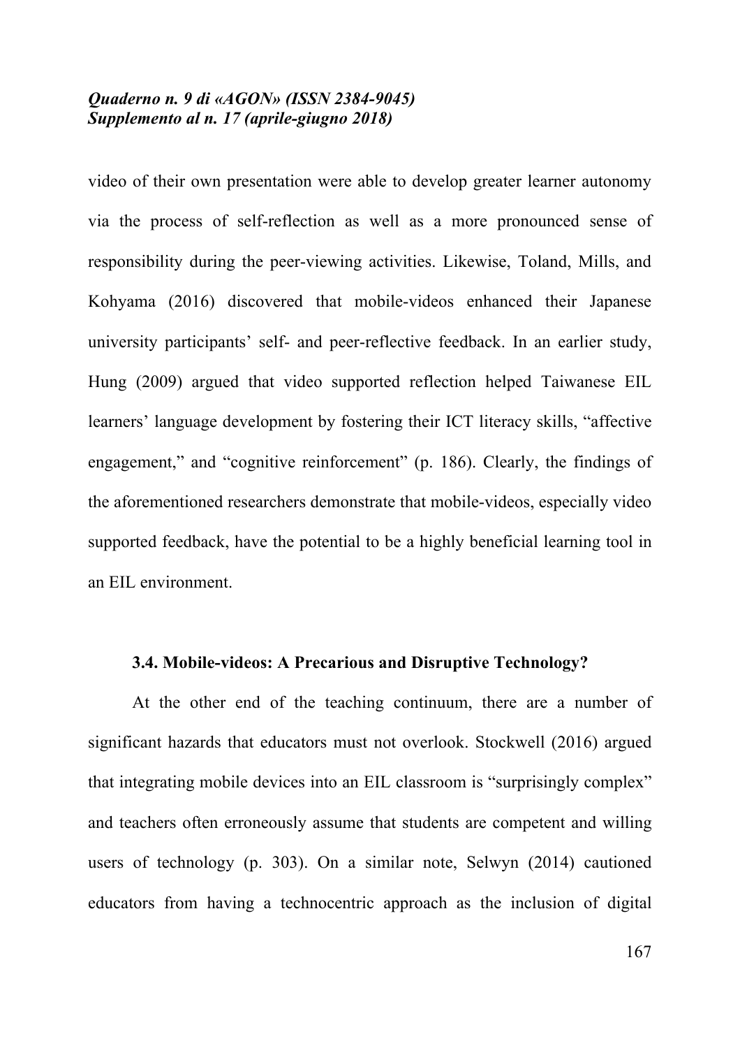video of their own presentation were able to develop greater learner autonomy via the process of self-reflection as well as a more pronounced sense of responsibility during the peer-viewing activities. Likewise, Toland, Mills, and Kohyama (2016) discovered that mobile-videos enhanced their Japanese university participants' self- and peer-reflective feedback. In an earlier study, Hung (2009) argued that video supported reflection helped Taiwanese EIL learners' language development by fostering their ICT literacy skills, "affective engagement," and "cognitive reinforcement" (p. 186). Clearly, the findings of the aforementioned researchers demonstrate that mobile-videos, especially video supported feedback, have the potential to be a highly beneficial learning tool in an EIL environment.

### 3.4. Mobile-videos: A Precarious and Disruptive Technology?

At the other end of the teaching continuum, there are a number of significant hazards that educators must not overlook. Stockwell (2016) argued that integrating mobile devices into an EIL classroom is "surprisingly complex" and teachers often erroneously assume that students are competent and willing users of technology (p. 303). On a similar note, Selwyn (2014) cautioned educators from having a technocentric approach as the inclusion of digital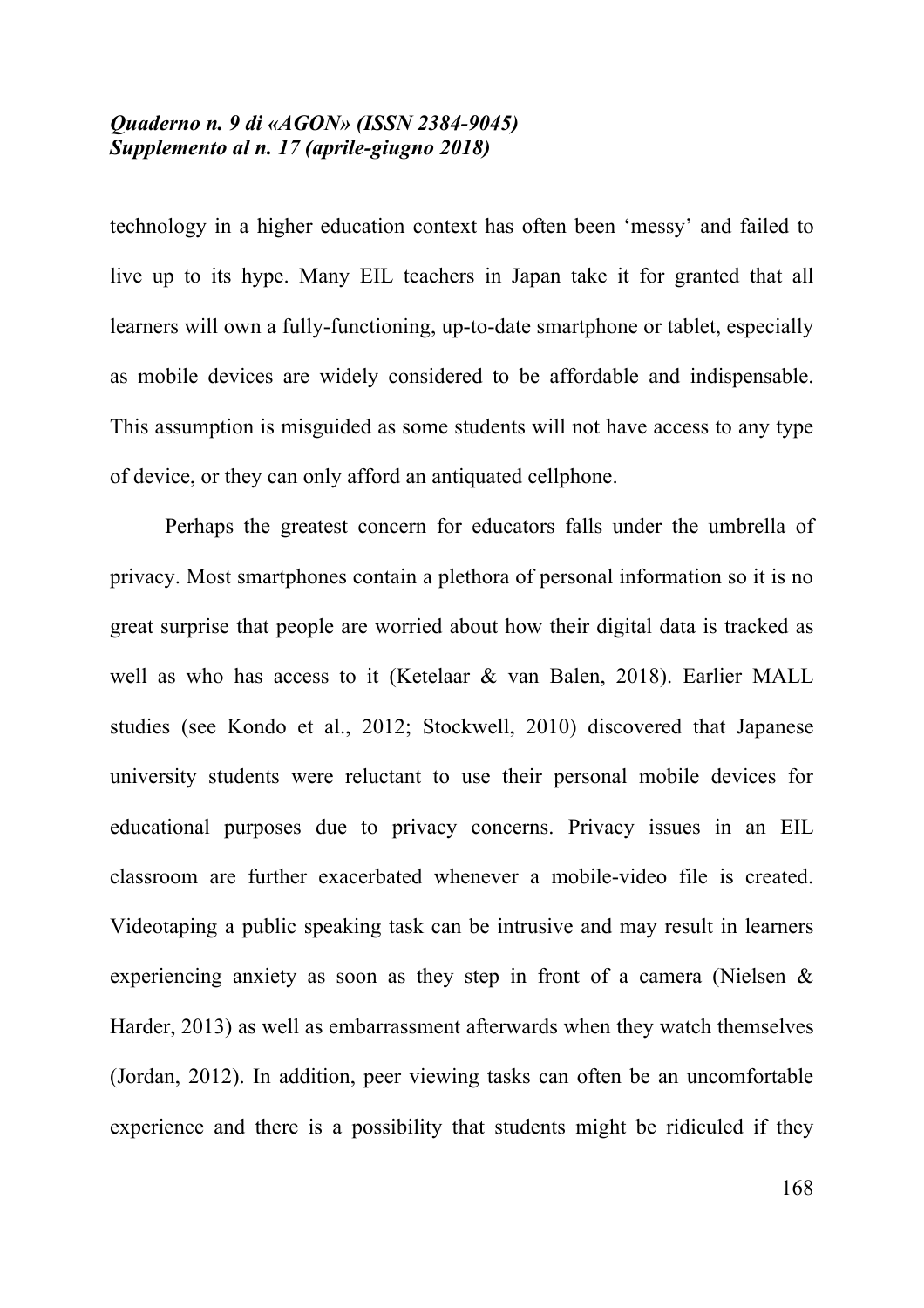technology in a higher education context has often been 'messy' and failed to live up to its hype. Many EIL teachers in Japan take it for granted that all learners will own a fully-functioning, up-to-date smartphone or tablet, especially as mobile devices are widely considered to be affordable and indispensable. This assumption is misguided as some students will not have access to any type of device, or they can only afford an antiquated cellphone.

Perhaps the greatest concern for educators falls under the umbrella of privacy. Most smartphones contain a plethora of personal information so it is no great surprise that people are worried about how their digital data is tracked as well as who has access to it (Ketelaar & van Balen, 2018). Earlier MALL studies (see Kondo et al., 2012; Stockwell, 2010) discovered that Japanese university students were reluctant to use their personal mobile devices for educational purposes due to privacy concerns. Privacy issues in an EIL classroom are further exacerbated whenever a mobile-video file is created. Videotaping a public speaking task can be intrusive and may result in learners experiencing anxiety as soon as they step in front of a camera (Nielsen & Harder, 2013) as well as embarrassment afterwards when they watch themselves (Jordan, 2012). In addition, peer viewing tasks can often be an uncomfortable experience and there is a possibility that students might be ridiculed if they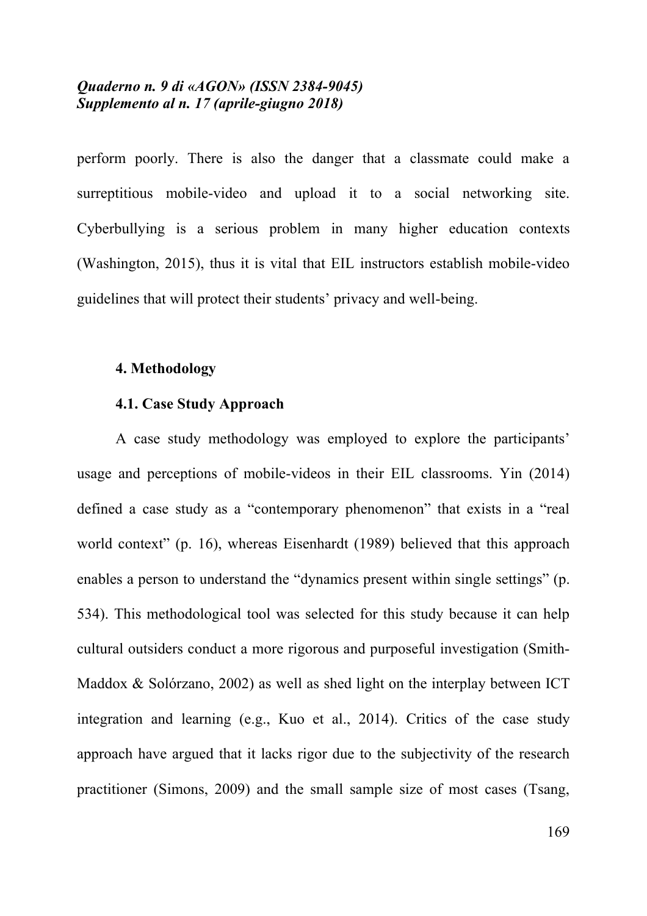perform poorly. There is also the danger that a classmate could make a surreptitious mobile-video and upload it to a social networking site. Cyberbullying is a serious problem in many higher education contexts (Washington, 2015), thus it is vital that EIL instructors establish mobile-video guidelines that will protect their students' privacy and well-being.

## 4. Methodology

### 4.1. Case Study Approach

A case study methodology was employed to explore the participants' usage and perceptions of mobile-videos in their EIL classrooms. Yin (2014) defined a case study as a "contemporary phenomenon" that exists in a "real world context" (p. 16), whereas Eisenhardt (1989) believed that this approach enables a person to understand the "dynamics present within single settings" (p. 534). This methodological tool was selected for this study because it can help cultural outsiders conduct a more rigorous and purposeful investigation (Smith-Maddox & Solórzano, 2002) as well as shed light on the interplay between ICT integration and learning (e.g., Kuo et al., 2014). Critics of the case study approach have argued that it lacks rigor due to the subjectivity of the research practitioner (Simons, 2009) and the small sample size of most cases (Tsang,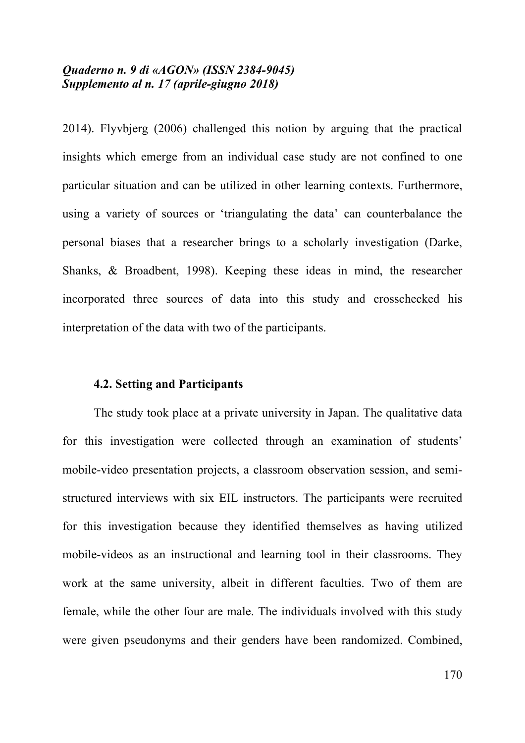2014). Flyvbjerg (2006) challenged this notion by arguing that the practical insights which emerge from an individual case study are not confined to one particular situation and can be utilized in other learning contexts. Furthermore, using a variety of sources or 'triangulating the data' can counterbalance the personal biases that a researcher brings to a scholarly investigation (Darke, Shanks, & Broadbent, 1998). Keeping these ideas in mind, the researcher incorporated three sources of data into this study and crosschecked his interpretation of the data with two of the participants.

### 4.2. Setting and Participants

The study took place at a private university in Japan. The qualitative data for this investigation were collected through an examination of students' mobile-video presentation projects, a classroom observation session, and semi-structured interviews with six EIL instructors. The participants were recruited for this investigation because they identified themselves as having utilized mobile-videos as an instructional and learning tool in their classrooms. They work at the same university, albeit in different faculties. Two of them are female, while the other four are male. The individuals involved with this study were given pseudonyms and their genders have been randomized. Combined,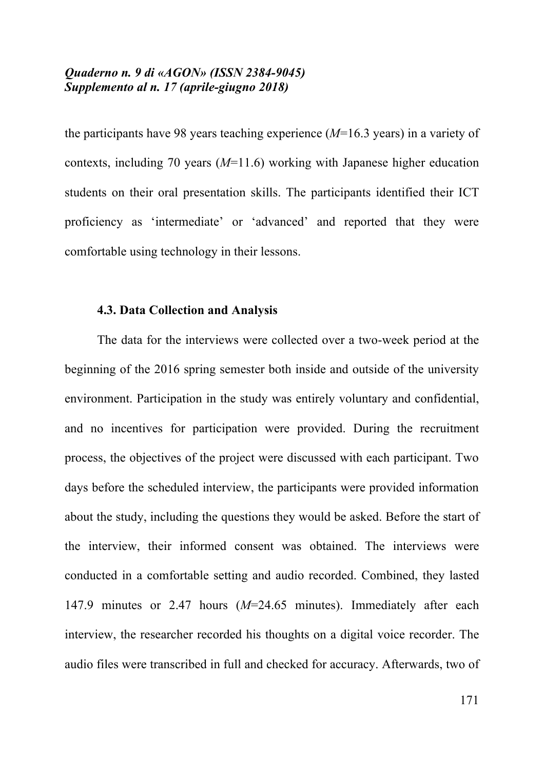the participants have 98 years teaching experience (*M*=16.3 years) in a variety of contexts, including 70 years (*M*=11.6) working with Japanese higher education students on their oral presentation skills. The participants identified their ICT proficiency as 'intermediate' or 'advanced' and reported that they were comfortable using technology in their lessons.

### 4.3. Data Collection and Analysis

The data for the interviews were collected over a two-week period at the beginning of the 2016 spring semester both inside and outside of the university environment. Participation in the study was entirely voluntary and confidential, and no incentives for participation were provided. During the recruitment process, the objectives of the project were discussed with each participant. Two days before the scheduled interview, the participants were provided information about the study, including the questions they would be asked. Before the start of the interview, their informed consent was obtained. The interviews were conducted in a comfortable setting and audio recorded. Combined, they lasted 147.9 minutes or 2.47 hours (*M*=24.65 minutes). Immediately after each interview, the researcher recorded his thoughts on a digital voice recorder. The audio files were transcribed in full and checked for accuracy. Afterwards, two of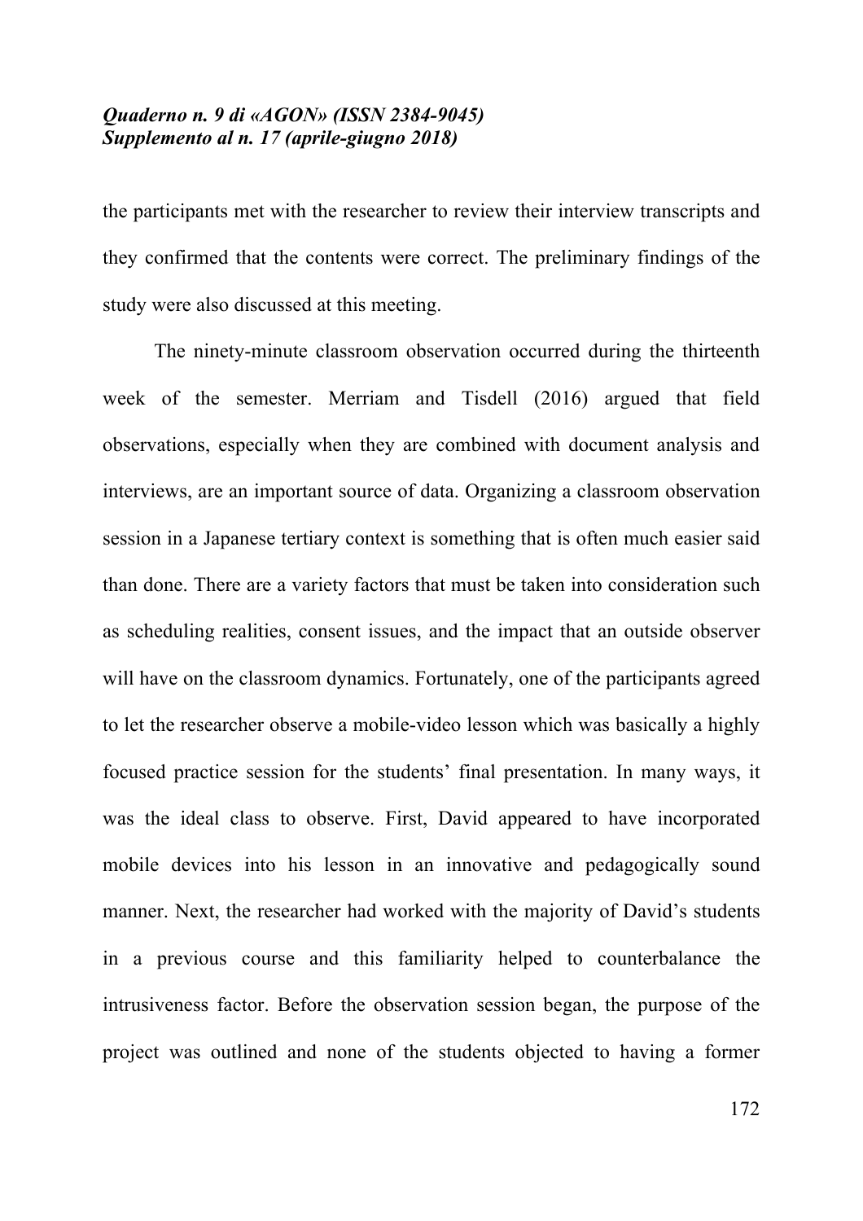the participants met with the researcher to review their interview transcripts and they confirmed that the contents were correct. The preliminary findings of the study were also discussed at this meeting.

The ninety-minute classroom observation occurred during the thirteenth week of the semester. Merriam and Tisdell (2016) argued that field observations, especially when they are combined with document analysis and interviews, are an important source of data. Organizing a classroom observation session in a Japanese tertiary context is something that is often much easier said than done. There are a variety factors that must be taken into consideration such as scheduling realities, consent issues, and the impact that an outside observer will have on the classroom dynamics. Fortunately, one of the participants agreed to let the researcher observe a mobile-video lesson which was basically a highly focused practice session for the students' final presentation. In many ways, it was the ideal class to observe. First, David appeared to have incorporated mobile devices into his lesson in an innovative and pedagogically sound manner. Next, the researcher had worked with the majority of David's students in a previous course and this familiarity helped to counterbalance the intrusiveness factor. Before the observation session began, the purpose of the project was outlined and none of the students objected to having a former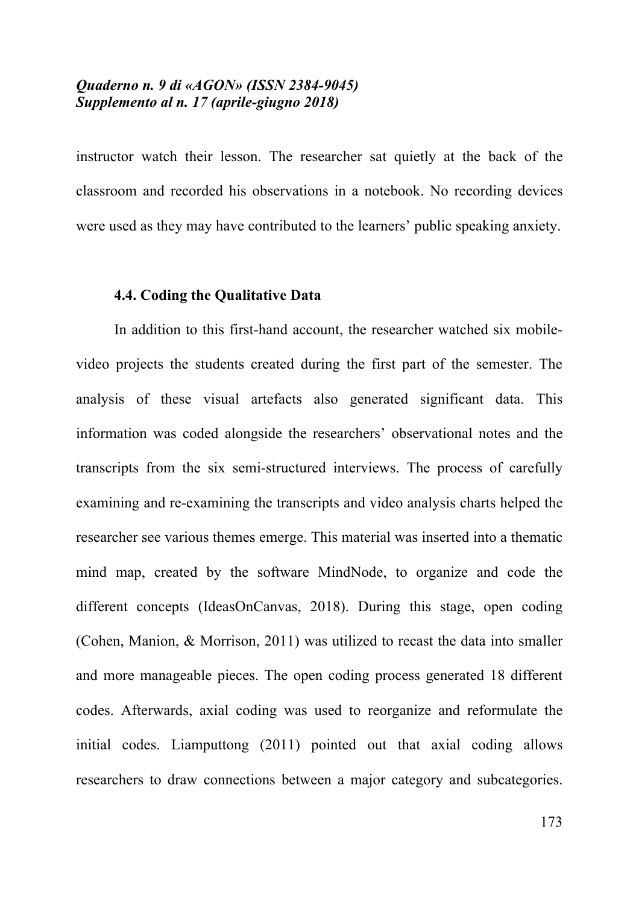instructor watch their lesson. The researcher sat quietly at the back of the classroom and recorded his observations in a notebook. No recording devices were used as they may have contributed to the learners' public speaking anxiety.

### 4.4. Coding the Qualitative Data

In addition to this first-hand account, the researcher watched six mobile-video projects the students created during the first part of the semester. The analysis of these visual artefacts also generated significant data. This information was coded alongside the researchers' observational notes and the transcripts from the six semi-structured interviews. The process of carefully examining and re-examining the transcripts and video analysis charts helped the researcher see various themes emerge. This material was inserted into a thematic mind map, created by the software MindNode, to organize and code the different concepts (IdeasOnCanvas, 2018). During this stage, open coding (Cohen, Manion, & Morrison, 2011) was utilized to recast the data into smaller and more manageable pieces. The open coding process generated 18 different codes. Afterwards, axial coding was used to reorganize and reformulate the initial codes. Liamputtong (2011) pointed out that axial coding allows researchers to draw connections between a major category and subcategories.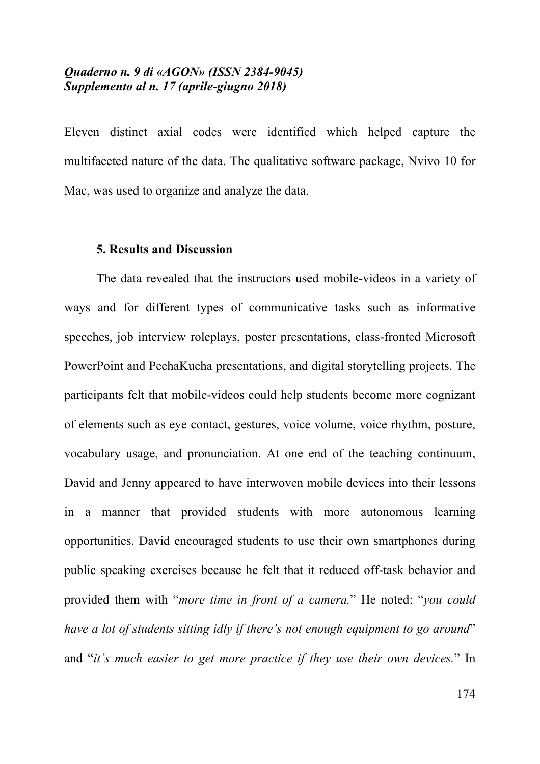Eleven distinct axial codes were identified which helped capture the multifaceted nature of the data. The qualitative software package, Nvivo 10 for Mac, was used to organize and analyze the data.

## 5. Results and Discussion

The data revealed that the instructors used mobile-videos in a variety of ways and for different types of communicative tasks such as informative speeches, job interview roleplays, poster presentations, class-fronted Microsoft PowerPoint and PechaKucha presentations, and digital storytelling projects. The participants felt that mobile-videos could help students become more cognizant of elements such as eye contact, gestures, voice volume, voice rhythm, posture, vocabulary usage, and pronunciation. At one end of the teaching continuum, David and Jenny appeared to have interwoven mobile devices into their lessons in a manner that provided students with more autonomous learning opportunities. David encouraged students to use their own smartphones during public speaking exercises because he felt that it reduced off-task behavior and provided them with "*more time in front of a camera.*" He noted: "*you could have a lot of students sitting idly if there's not enough equipment to go around*" and "*it's much easier to get more practice if they use their own devices.*" In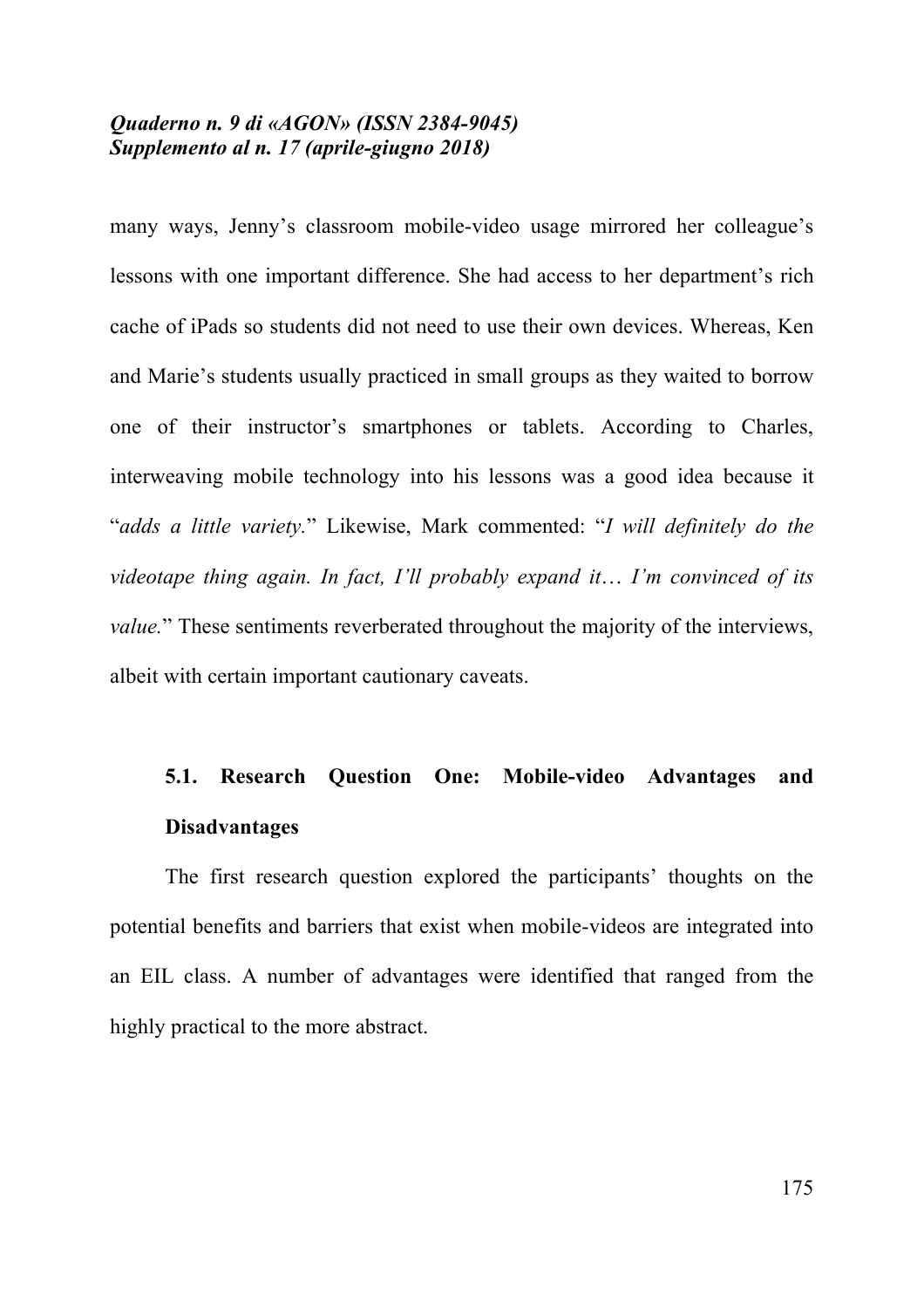many ways, Jenny's classroom mobile-video usage mirrored her colleague's lessons with one important difference. She had access to her department's rich cache of iPads so students did not need to use their own devices. Whereas, Ken and Marie's students usually practiced in small groups as they waited to borrow one of their instructor's smartphones or tablets. According to Charles, interweaving mobile technology into his lessons was a good idea because it "*adds a little variety.*" Likewise, Mark commented: "*I will definitely do the videotape thing again. In fact, I'll probably expand it… I'm convinced of its value.*" These sentiments reverberated throughout the majority of the interviews, albeit with certain important cautionary caveats.

### 5.1. Research Question One: Mobile-video Advantages and Disadvantages

The first research question explored the participants' thoughts on the potential benefits and barriers that exist when mobile-videos are integrated into an EIL class. A number of advantages were identified that ranged from the highly practical to the more abstract.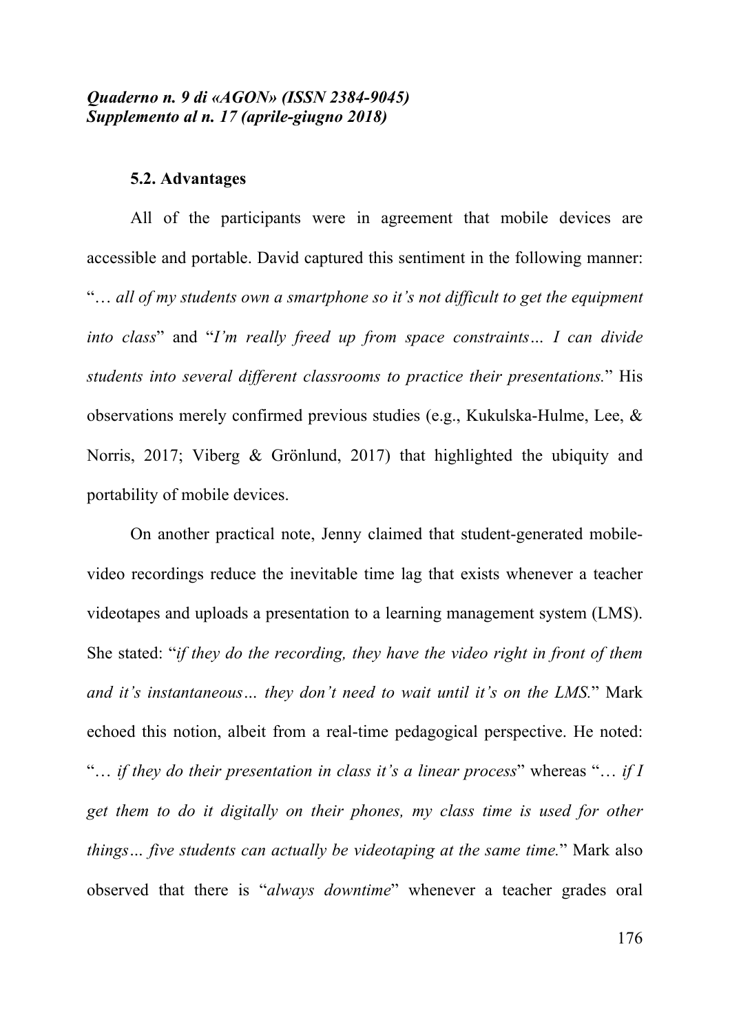### 5.2. Advantages

All of the participants were in agreement that mobile devices are accessible and portable. David captured this sentiment in the following manner: "*… all of my students own a smartphone so it's not difficult to get the equipment into class*" and "*I'm really freed up from space constraints… I can divide students into several different classrooms to practice their presentations.*" His observations merely confirmed previous studies (e.g., Kukulska-Hulme, Lee, & Norris, 2017; Viberg & Grönlund, 2017) that highlighted the ubiquity and portability of mobile devices.

On another practical note, Jenny claimed that student-generated mobile-video recordings reduce the inevitable time lag that exists whenever a teacher videotapes and uploads a presentation to a learning management system (LMS). She stated: "*if they do the recording, they have the video right in front of them and it's instantaneous… they don't need to wait until it's on the LMS.*" Mark echoed this notion, albeit from a real-time pedagogical perspective. He noted: "*… if they do their presentation in class it's a linear process*" whereas "*… if I get them to do it digitally on their phones, my class time is used for other things… five students can actually be videotaping at the same time.*" Mark also observed that there is "*always downtime*" whenever a teacher grades oral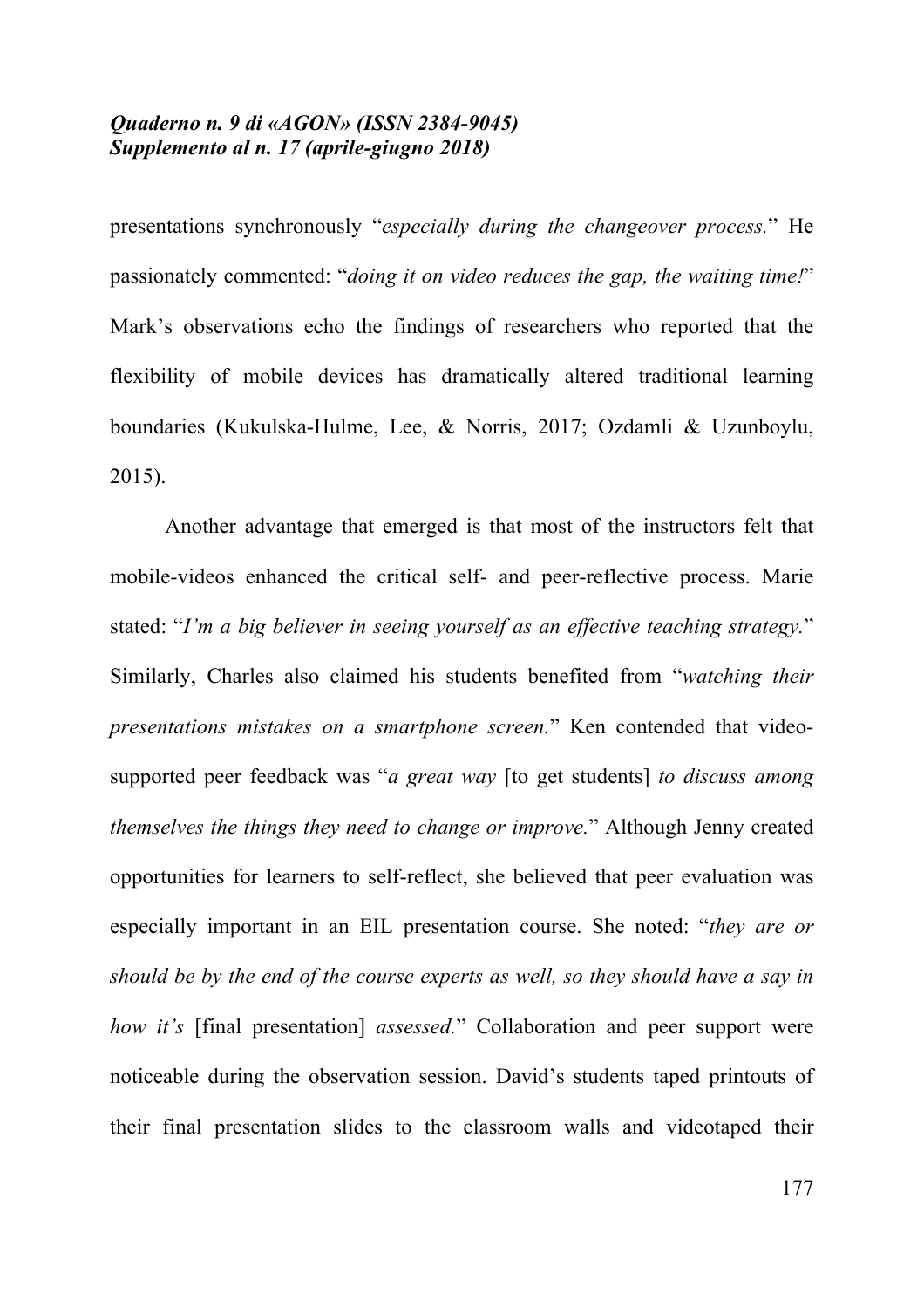presentations synchronously "*especially during the changeover process.*" He passionately commented: "*doing it on video reduces the gap, the waiting time!*" Mark's observations echo the findings of researchers who reported that the flexibility of mobile devices has dramatically altered traditional learning boundaries (Kukulska-Hulme, Lee, & Norris, 2017; Ozdamli & Uzunboylu, 2015).

Another advantage that emerged is that most of the instructors felt that mobile-videos enhanced the critical self- and peer-reflective process. Marie stated: "*I'm a big believer in seeing yourself as an effective teaching strategy.*" Similarly, Charles also claimed his students benefited from "*watching their presentations mistakes on a smartphone screen.*" Ken contended that video-supported peer feedback was "*a great way* [to get students] *to discuss among themselves the things they need to change or improve.*" Although Jenny created opportunities for learners to self-reflect, she believed that peer evaluation was especially important in an EIL presentation course. She noted: "*they are or should be by the end of the course experts as well, so they should have a say in how it's* [final presentation] *assessed.*" Collaboration and peer support were noticeable during the observation session. David's students taped printouts of their final presentation slides to the classroom walls and videotaped their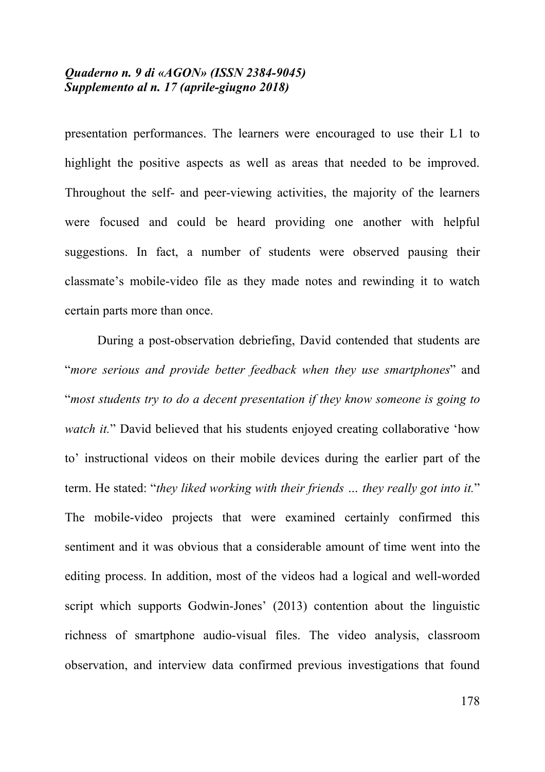presentation performances. The learners were encouraged to use their L1 to highlight the positive aspects as well as areas that needed to be improved. Throughout the self- and peer-viewing activities, the majority of the learners were focused and could be heard providing one another with helpful suggestions. In fact, a number of students were observed pausing their classmate's mobile-video file as they made notes and rewinding it to watch certain parts more than once.

During a post-observation debriefing, David contended that students are "*more serious and provide better feedback when they use smartphones*" and "*most students try to do a decent presentation if they know someone is going to watch it.*" David believed that his students enjoyed creating collaborative 'how to' instructional videos on their mobile devices during the earlier part of the term. He stated: "*they liked working with their friends … they really got into it.*" The mobile-video projects that were examined certainly confirmed this sentiment and it was obvious that a considerable amount of time went into the editing process. In addition, most of the videos had a logical and well-worded script which supports Godwin-Jones' (2013) contention about the linguistic richness of smartphone audio-visual files. The video analysis, classroom observation, and interview data confirmed previous investigations that found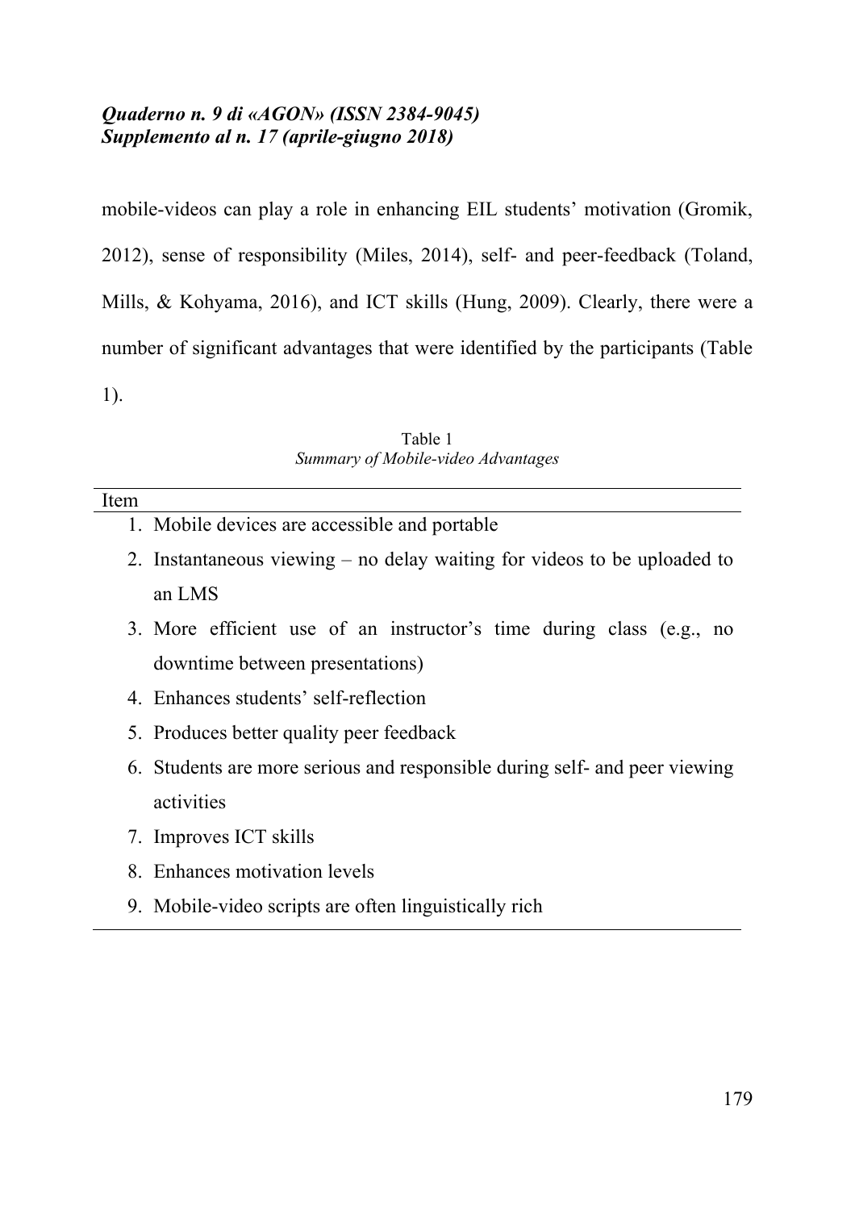mobile-videos can play a role in enhancing EIL students' motivation (Gromik, 2012), sense of responsibility (Miles, 2014), self- and peer-feedback (Toland, Mills, & Kohyama, 2016), and ICT skills (Hung, 2009). Clearly, there were a number of significant advantages that were identified by the participants (Table 1).

Table 1
*Summary of Mobile-video Advantages*

| Item |
| --- |
| 1. Mobile devices are accessible and portable |
| 2. Instantaneous viewing – no delay waiting for videos to be uploaded to an LMS |
| 3. More efficient use of an instructor's time during class (e.g., no downtime between presentations) |
| 4. Enhances students' self-reflection |
| 5. Produces better quality peer feedback |
| 6. Students are more serious and responsible during self- and peer viewing activities |
| 7. Improves ICT skills |
| 8. Enhances motivation levels |
| 9. Mobile-video scripts are often linguistically rich |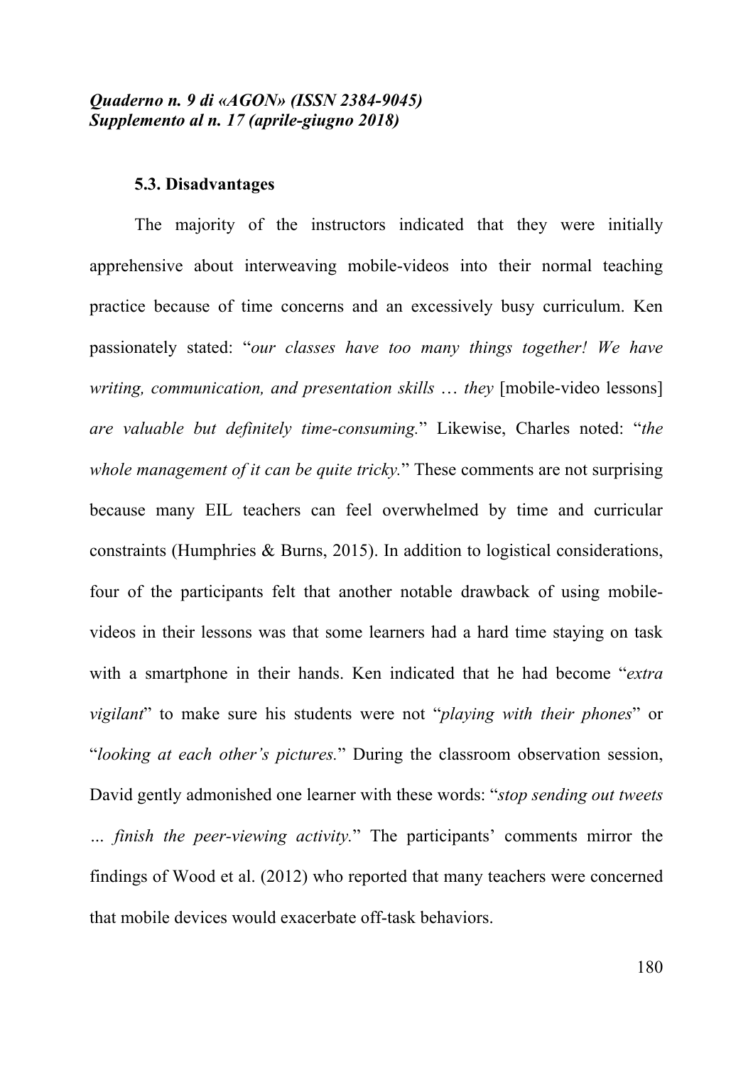### 5.3. Disadvantages

The majority of the instructors indicated that they were initially apprehensive about interweaving mobile-videos into their normal teaching practice because of time concerns and an excessively busy curriculum. Ken passionately stated: "*our classes have too many things together! We have writing, communication, and presentation skills* … *they* [mobile-video lessons] *are valuable but definitely time-consuming.*" Likewise, Charles noted: "*the whole management of it can be quite tricky.*" These comments are not surprising because many EIL teachers can feel overwhelmed by time and curricular constraints (Humphries & Burns, 2015). In addition to logistical considerations, four of the participants felt that another notable drawback of using mobile-videos in their lessons was that some learners had a hard time staying on task with a smartphone in their hands. Ken indicated that he had become "*extra vigilant*" to make sure his students were not "*playing with their phones*" or "*looking at each other's pictures.*" During the classroom observation session, David gently admonished one learner with these words: "*stop sending out tweets … finish the peer-viewing activity.*" The participants' comments mirror the findings of Wood et al. (2012) who reported that many teachers were concerned that mobile devices would exacerbate off-task behaviors.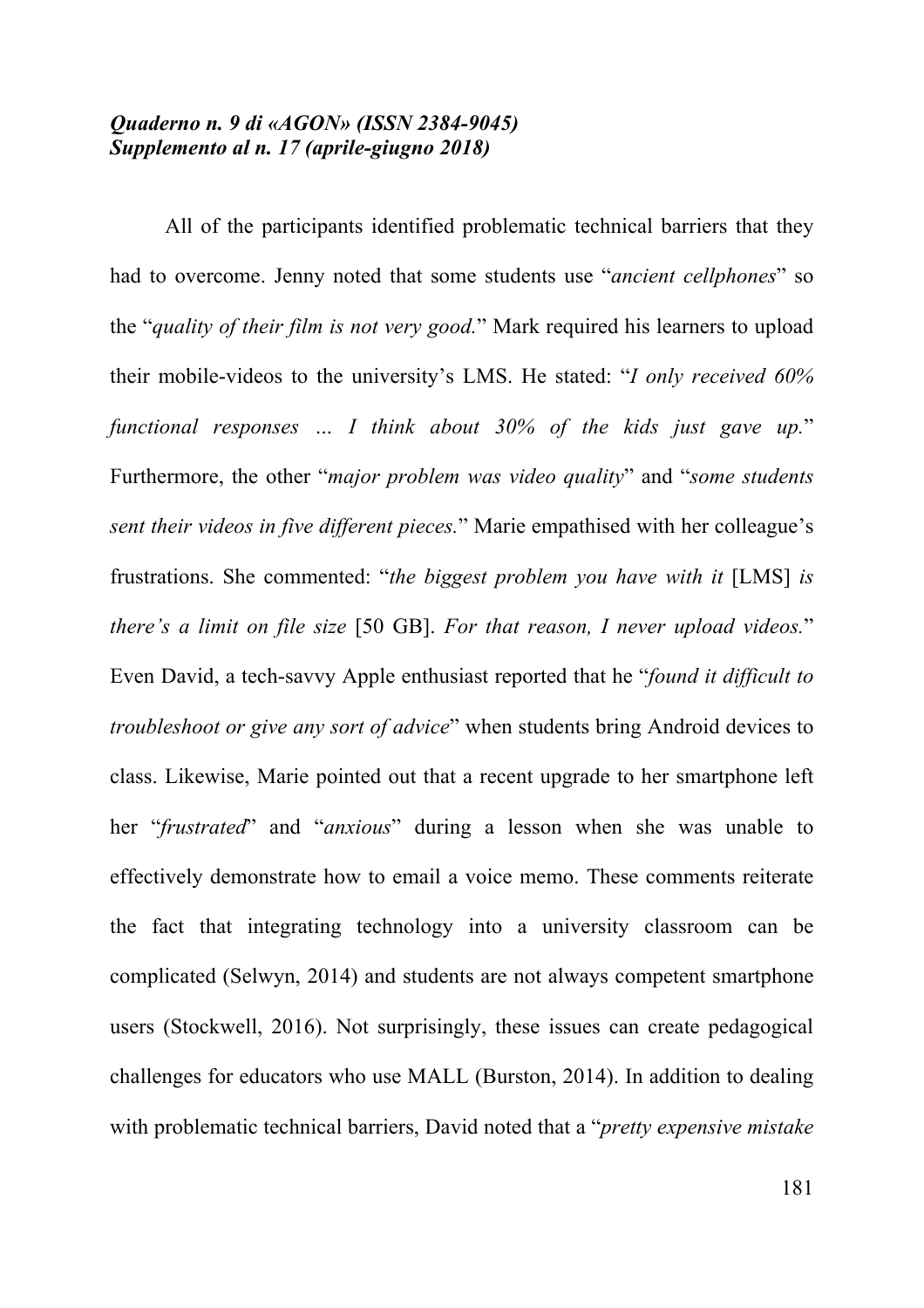All of the participants identified problematic technical barriers that they had to overcome. Jenny noted that some students use "*ancient cellphones*" so the "*quality of their film is not very good.*" Mark required his learners to upload their mobile-videos to the university's LMS. He stated: "*I only received 60% functional responses … I think about 30% of the kids just gave up.*" Furthermore, the other "*major problem was video quality*" and "*some students sent their videos in five different pieces.*" Marie empathised with her colleague's frustrations. She commented: "*the biggest problem you have with it* [LMS] *is there's a limit on file size* [50 GB]. *For that reason, I never upload videos.*" Even David, a tech-savvy Apple enthusiast reported that he "*found it difficult to troubleshoot or give any sort of advice*" when students bring Android devices to class. Likewise, Marie pointed out that a recent upgrade to her smartphone left her "*frustrated*" and "*anxious*" during a lesson when she was unable to effectively demonstrate how to email a voice memo. These comments reiterate the fact that integrating technology into a university classroom can be complicated (Selwyn, 2014) and students are not always competent smartphone users (Stockwell, 2016). Not surprisingly, these issues can create pedagogical challenges for educators who use MALL (Burston, 2014). In addition to dealing with problematic technical barriers, David noted that a "*pretty expensive mistake*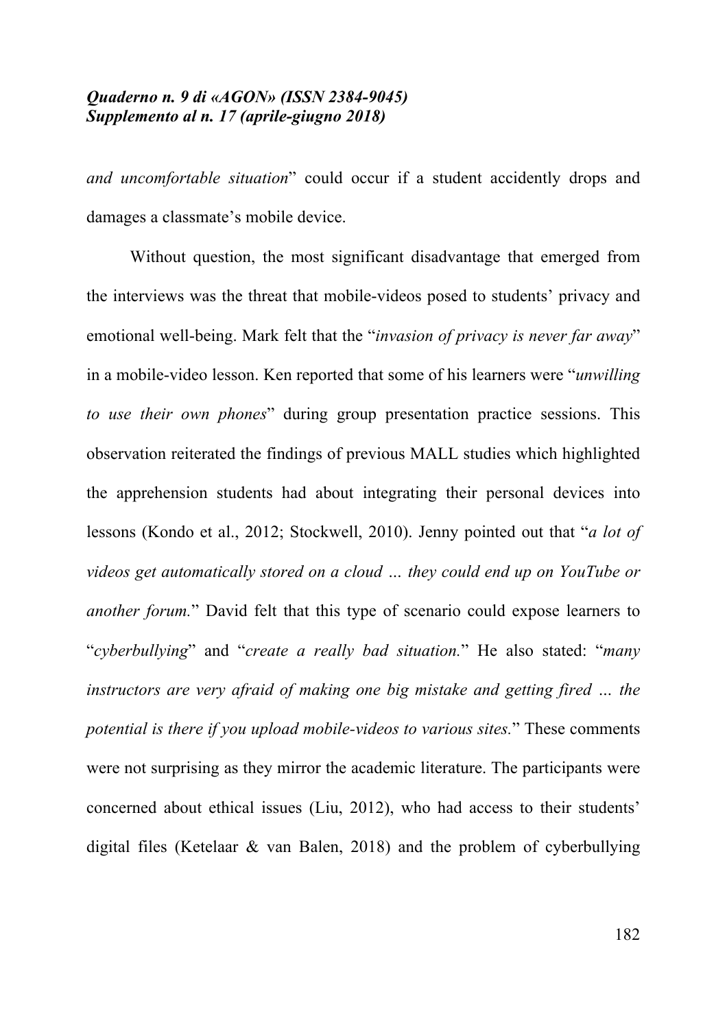*and uncomfortable situation*" could occur if a student accidently drops and damages a classmate's mobile device.

Without question, the most significant disadvantage that emerged from the interviews was the threat that mobile-videos posed to students' privacy and emotional well-being. Mark felt that the "*invasion of privacy is never far away*" in a mobile-video lesson. Ken reported that some of his learners were "*unwilling to use their own phones*" during group presentation practice sessions. This observation reiterated the findings of previous MALL studies which highlighted the apprehension students had about integrating their personal devices into lessons (Kondo et al., 2012; Stockwell, 2010). Jenny pointed out that "*a lot of videos get automatically stored on a cloud … they could end up on YouTube or another forum.*" David felt that this type of scenario could expose learners to "*cyberbullying*" and "*create a really bad situation.*" He also stated: "*many instructors are very afraid of making one big mistake and getting fired … the potential is there if you upload mobile-videos to various sites.*" These comments were not surprising as they mirror the academic literature. The participants were concerned about ethical issues (Liu, 2012), who had access to their students' digital files (Ketelaar & van Balen, 2018) and the problem of cyberbullying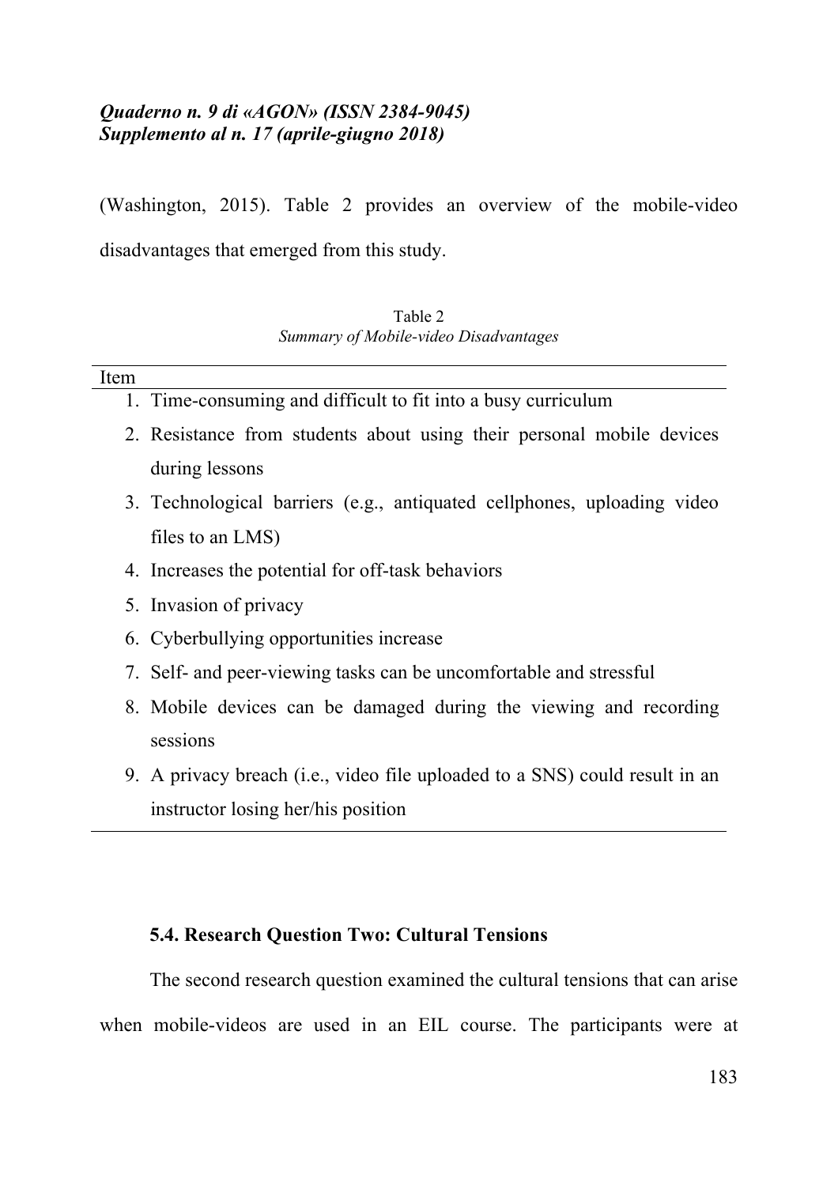(Washington, 2015). Table 2 provides an overview of the mobile-video disadvantages that emerged from this study.

Table 2
*Summary of Mobile-video Disadvantages*

| Item |
| --- |
| 1. Time-consuming and difficult to fit into a busy curriculum |
| 2. Resistance from students about using their personal mobile devices during lessons |
| 3. Technological barriers (e.g., antiquated cellphones, uploading video files to an LMS) |
| 4. Increases the potential for off-task behaviors |
| 5. Invasion of privacy |
| 6. Cyberbullying opportunities increase |
| 7. Self- and peer-viewing tasks can be uncomfortable and stressful |
| 8. Mobile devices can be damaged during the viewing and recording sessions |
| 9. A privacy breach (i.e., video file uploaded to a SNS) could result in an instructor losing her/his position |

### 5.4. Research Question Two: Cultural Tensions

The second research question examined the cultural tensions that can arise when mobile-videos are used in an EIL course. The participants were at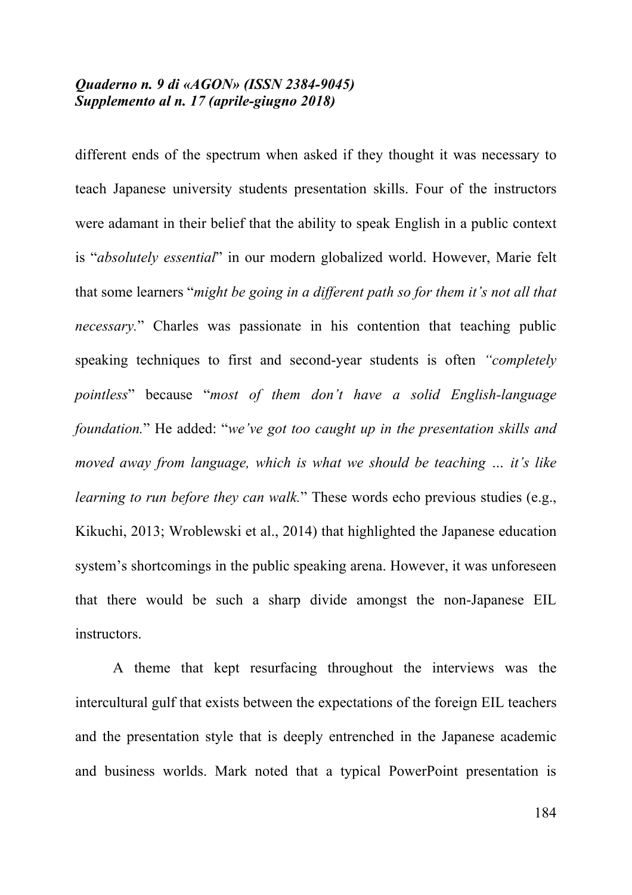different ends of the spectrum when asked if they thought it was necessary to teach Japanese university students presentation skills. Four of the instructors were adamant in their belief that the ability to speak English in a public context is "*absolutely essential*" in our modern globalized world. However, Marie felt that some learners "*might be going in a different path so for them it's not all that necessary.*" Charles was passionate in his contention that teaching public speaking techniques to first and second-year students is often *"completely pointless*" because "*most of them don't have a solid English-language foundation.*" He added: "*we've got too caught up in the presentation skills and moved away from language, which is what we should be teaching … it's like learning to run before they can walk.*" These words echo previous studies (e.g., Kikuchi, 2013; Wroblewski et al., 2014) that highlighted the Japanese education system's shortcomings in the public speaking arena. However, it was unforeseen that there would be such a sharp divide amongst the non-Japanese EIL instructors.

A theme that kept resurfacing throughout the interviews was the intercultural gulf that exists between the expectations of the foreign EIL teachers and the presentation style that is deeply entrenched in the Japanese academic and business worlds. Mark noted that a typical PowerPoint presentation is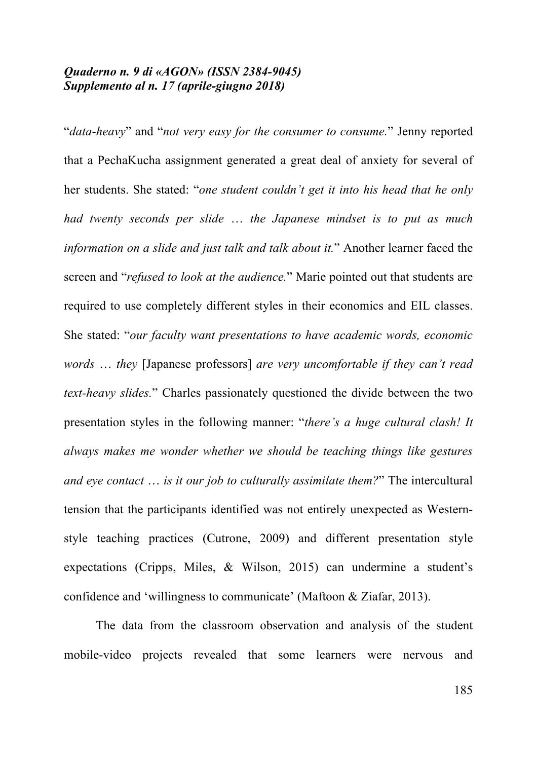"*data-heavy*" and "*not very easy for the consumer to consume.*" Jenny reported that a PechaKucha assignment generated a great deal of anxiety for several of her students. She stated: "*one student couldn't get it into his head that he only had twenty seconds per slide … the Japanese mindset is to put as much information on a slide and just talk and talk about it.*" Another learner faced the screen and "*refused to look at the audience.*" Marie pointed out that students are required to use completely different styles in their economics and EIL classes. She stated: "*our faculty want presentations to have academic words, economic words … they* [Japanese professors] *are very uncomfortable if they can't read text-heavy slides.*" Charles passionately questioned the divide between the two presentation styles in the following manner: "*there's a huge cultural clash! It always makes me wonder whether we should be teaching things like gestures and eye contact … is it our job to culturally assimilate them?*" The intercultural tension that the participants identified was not entirely unexpected as Western-style teaching practices (Cutrone, 2009) and different presentation style expectations (Cripps, Miles, & Wilson, 2015) can undermine a student's confidence and 'willingness to communicate' (Maftoon & Ziafar, 2013).

The data from the classroom observation and analysis of the student mobile-video projects revealed that some learners were nervous and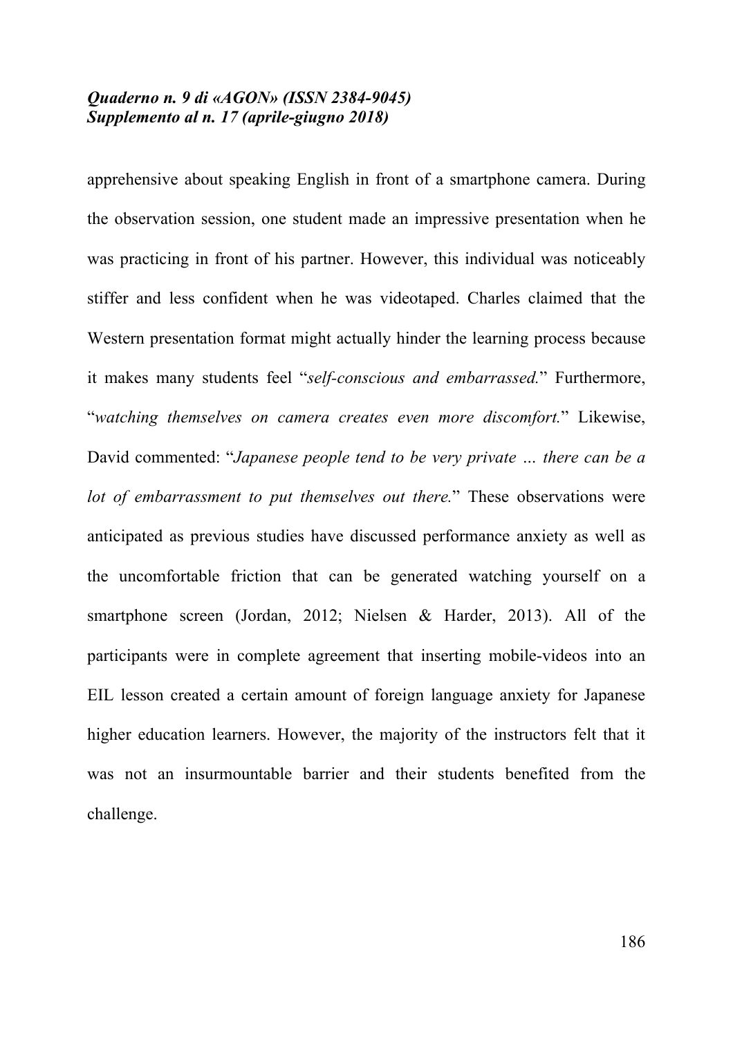apprehensive about speaking English in front of a smartphone camera. During the observation session, one student made an impressive presentation when he was practicing in front of his partner. However, this individual was noticeably stiffer and less confident when he was videotaped. Charles claimed that the Western presentation format might actually hinder the learning process because it makes many students feel "*self-conscious and embarrassed.*" Furthermore, "*watching themselves on camera creates even more discomfort.*" Likewise, David commented: "*Japanese people tend to be very private … there can be a lot of embarrassment to put themselves out there.*" These observations were anticipated as previous studies have discussed performance anxiety as well as the uncomfortable friction that can be generated watching yourself on a smartphone screen (Jordan, 2012; Nielsen & Harder, 2013). All of the participants were in complete agreement that inserting mobile-videos into an EIL lesson created a certain amount of foreign language anxiety for Japanese higher education learners. However, the majority of the instructors felt that it was not an insurmountable barrier and their students benefited from the challenge.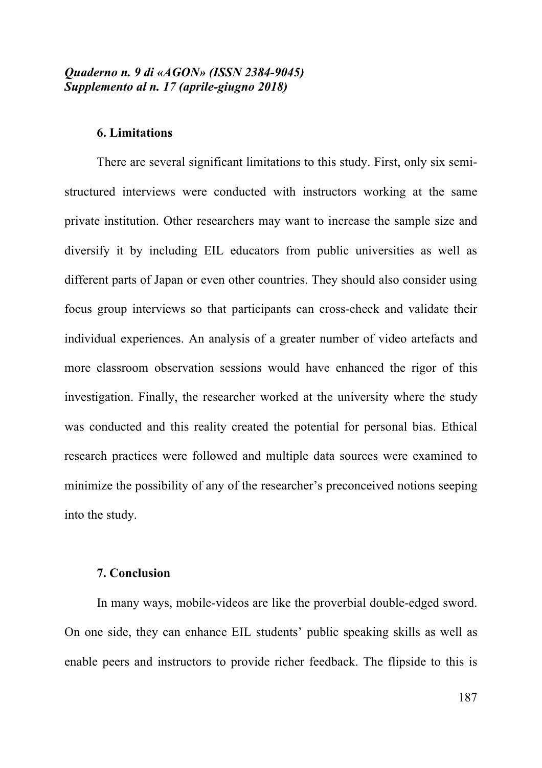## 6. Limitations

There are several significant limitations to this study. First, only six semi-structured interviews were conducted with instructors working at the same private institution. Other researchers may want to increase the sample size and diversify it by including EIL educators from public universities as well as different parts of Japan or even other countries. They should also consider using focus group interviews so that participants can cross-check and validate their individual experiences. An analysis of a greater number of video artefacts and more classroom observation sessions would have enhanced the rigor of this investigation. Finally, the researcher worked at the university where the study was conducted and this reality created the potential for personal bias. Ethical research practices were followed and multiple data sources were examined to minimize the possibility of any of the researcher's preconceived notions seeping into the study.

## 7. Conclusion

In many ways, mobile-videos are like the proverbial double-edged sword. On one side, they can enhance EIL students' public speaking skills as well as enable peers and instructors to provide richer feedback. The flipside to this is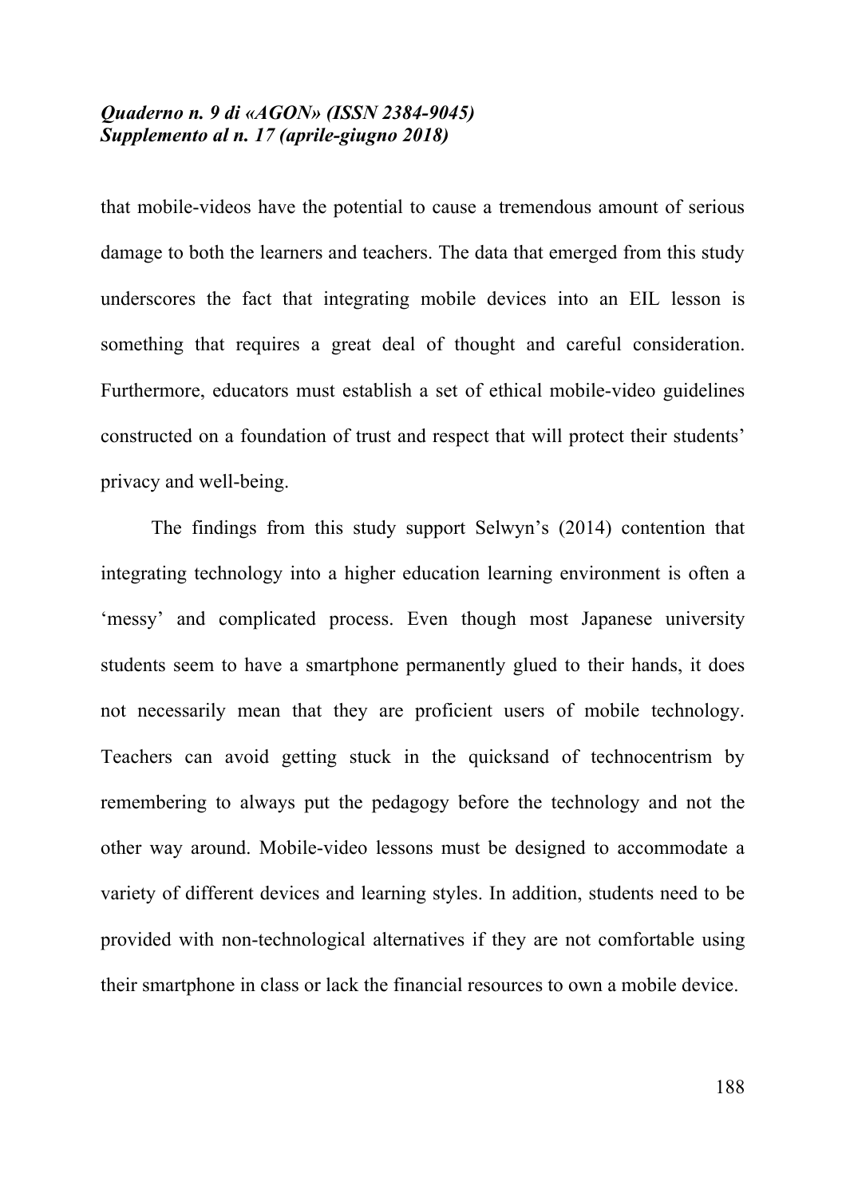that mobile-videos have the potential to cause a tremendous amount of serious damage to both the learners and teachers. The data that emerged from this study underscores the fact that integrating mobile devices into an EIL lesson is something that requires a great deal of thought and careful consideration. Furthermore, educators must establish a set of ethical mobile-video guidelines constructed on a foundation of trust and respect that will protect their students' privacy and well-being.

The findings from this study support Selwyn's (2014) contention that integrating technology into a higher education learning environment is often a 'messy' and complicated process. Even though most Japanese university students seem to have a smartphone permanently glued to their hands, it does not necessarily mean that they are proficient users of mobile technology. Teachers can avoid getting stuck in the quicksand of technocentrism by remembering to always put the pedagogy before the technology and not the other way around. Mobile-video lessons must be designed to accommodate a variety of different devices and learning styles. In addition, students need to be provided with non-technological alternatives if they are not comfortable using their smartphone in class or lack the financial resources to own a mobile device.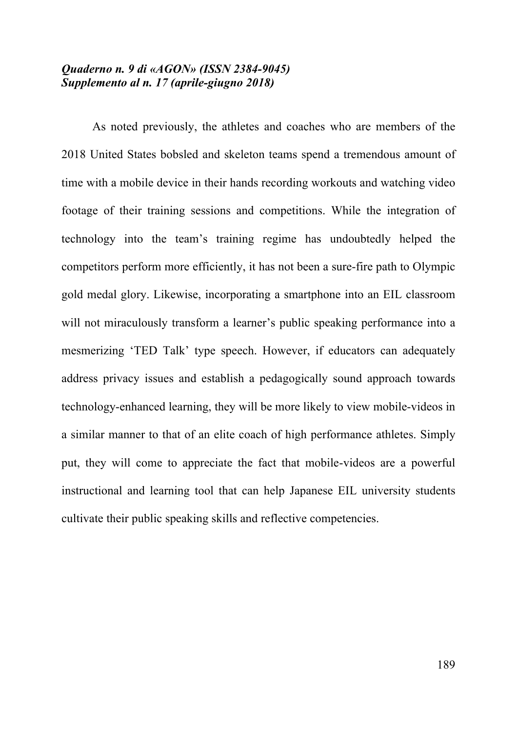As noted previously, the athletes and coaches who are members of the 2018 United States bobsled and skeleton teams spend a tremendous amount of time with a mobile device in their hands recording workouts and watching video footage of their training sessions and competitions. While the integration of technology into the team's training regime has undoubtedly helped the competitors perform more efficiently, it has not been a sure-fire path to Olympic gold medal glory. Likewise, incorporating a smartphone into an EIL classroom will not miraculously transform a learner's public speaking performance into a mesmerizing 'TED Talk' type speech. However, if educators can adequately address privacy issues and establish a pedagogically sound approach towards technology-enhanced learning, they will be more likely to view mobile-videos in a similar manner to that of an elite coach of high performance athletes. Simply put, they will come to appreciate the fact that mobile-videos are a powerful instructional and learning tool that can help Japanese EIL university students cultivate their public speaking skills and reflective competencies.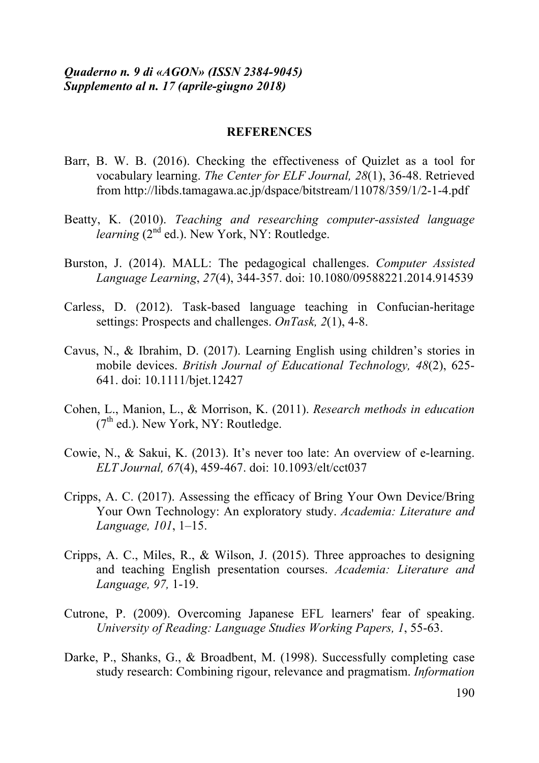## REFERENCES

Barr, B. W. B. (2016). Checking the effectiveness of Quizlet as a tool for vocabulary learning. *The Center for ELF Journal, 28*(1), 36-48. Retrieved from http://libds.tamagawa.ac.jp/dspace/bitstream/11078/359/1/2-1-4.pdf

Beatty, K. (2010). *Teaching and researching computer-assisted language learning* (2nd ed.). New York, NY: Routledge.

Burston, J. (2014). MALL: The pedagogical challenges. *Computer Assisted Language Learning*, *27*(4), 344-357. doi: 10.1080/09588221.2014.914539

Carless, D. (2012). Task-based language teaching in Confucian-heritage settings: Prospects and challenges. *OnTask, 2*(1), 4-8.

Cavus, N., & Ibrahim, D. (2017). Learning English using children's stories in mobile devices. *British Journal of Educational Technology, 48*(2), 625-641. doi: 10.1111/bjet.12427

Cohen, L., Manion, L., & Morrison, K. (2011). *Research methods in education* (7th ed.). New York, NY: Routledge.

Cowie, N., & Sakui, K. (2013). It's never too late: An overview of e-learning. *ELT Journal, 67*(4), 459-467. doi: 10.1093/elt/cct037

Cripps, A. C. (2017). Assessing the efficacy of Bring Your Own Device/Bring Your Own Technology: An exploratory study. *Academia: Literature and Language, 101*, 1–15.

Cripps, A. C., Miles, R., & Wilson, J. (2015). Three approaches to designing and teaching English presentation courses. *Academia: Literature and Language, 97,* 1-19.

Cutrone, P. (2009). Overcoming Japanese EFL learners' fear of speaking. *University of Reading: Language Studies Working Papers, 1*, 55-63.

Darke, P., Shanks, G., & Broadbent, M. (1998). Successfully completing case study research: Combining rigour, relevance and pragmatism. *Information*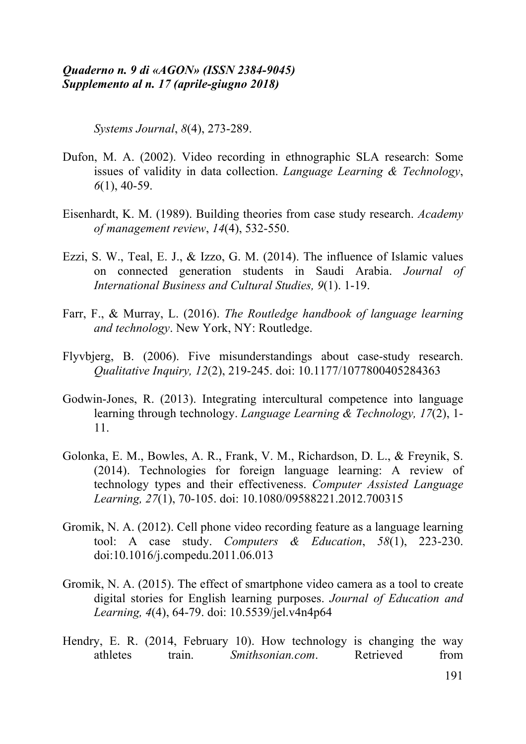*Systems Journal*, *8*(4), 273-289.

Dufon, M. A. (2002). Video recording in ethnographic SLA research: Some issues of validity in data collection. *Language Learning & Technology*, *6*(1), 40-59.

Eisenhardt, K. M. (1989). Building theories from case study research. *Academy of management review*, *14*(4), 532-550.

Ezzi, S. W., Teal, E. J., & Izzo, G. M. (2014). The influence of Islamic values on connected generation students in Saudi Arabia. *Journal of International Business and Cultural Studies, 9*(1). 1-19.

Farr, F., & Murray, L. (2016). *The Routledge handbook of language learning and technology*. New York, NY: Routledge.

Flyvbjerg, B. (2006). Five misunderstandings about case-study research. *Qualitative Inquiry, 12*(2), 219-245. doi: 10.1177/1077800405284363

Godwin-Jones, R. (2013). Integrating intercultural competence into language learning through technology. *Language Learning & Technology, 17*(2), 1-11.

Golonka, E. M., Bowles, A. R., Frank, V. M., Richardson, D. L., & Freynik, S. (2014). Technologies for foreign language learning: A review of technology types and their effectiveness. *Computer Assisted Language Learning, 27*(1), 70-105. doi: 10.1080/09588221.2012.700315

Gromik, N. A. (2012). Cell phone video recording feature as a language learning tool: A case study. *Computers & Education*, *58*(1), 223-230. doi:10.1016/j.compedu.2011.06.013

Gromik, N. A. (2015). The effect of smartphone video camera as a tool to create digital stories for English learning purposes. *Journal of Education and Learning, 4*(4), 64-79. doi: 10.5539/jel.v4n4p64

Hendry, E. R. (2014, February 10). How technology is changing the way athletes train. *Smithsonian.com*. Retrieved from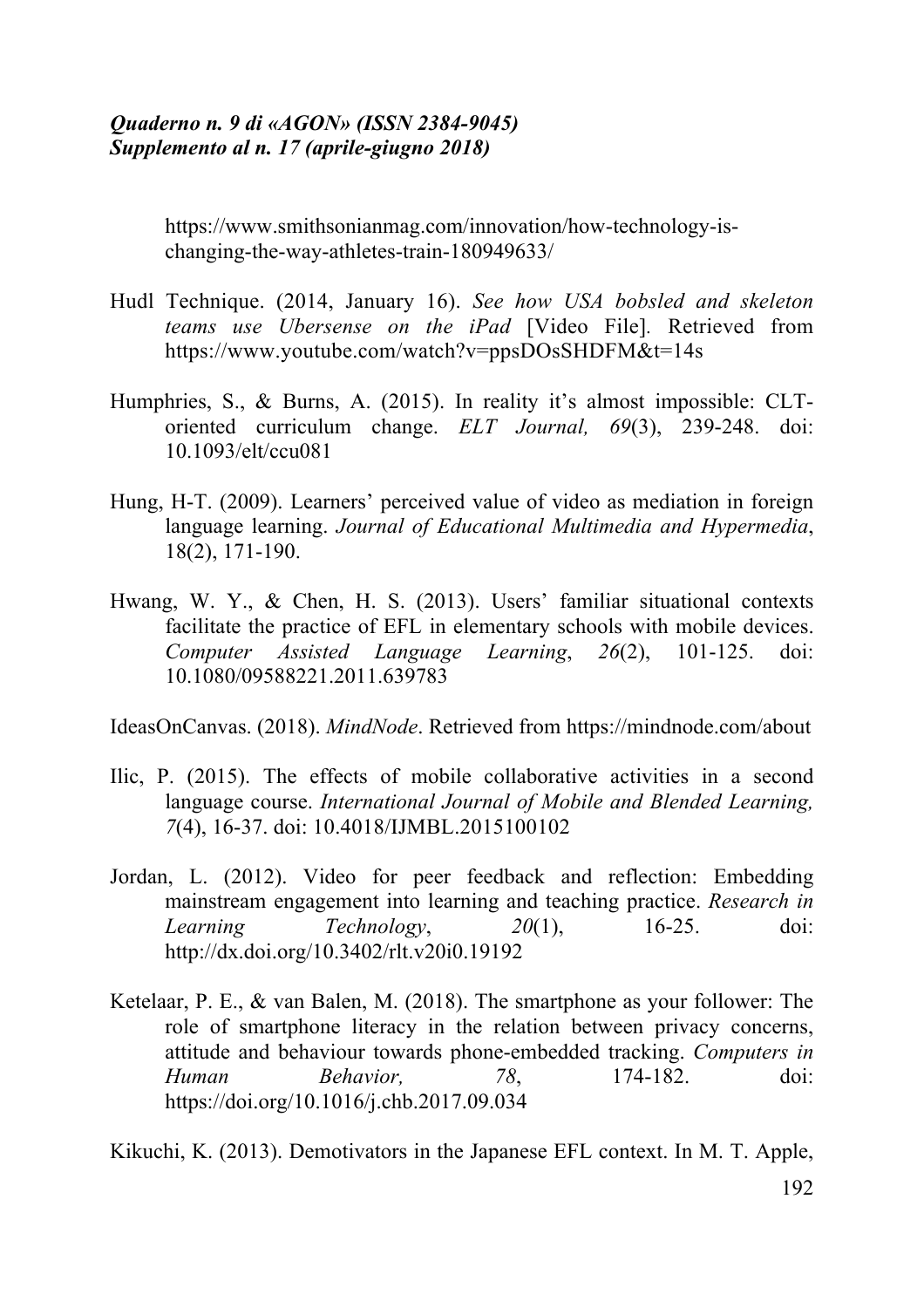https://www.smithsonianmag.com/innovation/how-technology-is-changing-the-way-athletes-train-180949633/

Hudl Technique. (2014, January 16). *See how USA bobsled and skeleton teams use Ubersense on the iPad* [Video File]. Retrieved from https://www.youtube.com/watch?v=ppsDOsSHDFM&t=14s

Humphries, S., & Burns, A. (2015). In reality it's almost impossible: CLT-oriented curriculum change. *ELT Journal, 69*(3), 239-248. doi: 10.1093/elt/ccu081

Hung, H-T. (2009). Learners' perceived value of video as mediation in foreign language learning. *Journal of Educational Multimedia and Hypermedia*, 18(2), 171-190.

Hwang, W. Y., & Chen, H. S. (2013). Users' familiar situational contexts facilitate the practice of EFL in elementary schools with mobile devices. *Computer Assisted Language Learning*, *26*(2), 101-125. doi: 10.1080/09588221.2011.639783

IdeasOnCanvas. (2018). *MindNode*. Retrieved from https://mindnode.com/about

Ilic, P. (2015). The effects of mobile collaborative activities in a second language course. *International Journal of Mobile and Blended Learning, 7*(4), 16-37. doi: 10.4018/IJMBL.2015100102

Jordan, L. (2012). Video for peer feedback and reflection: Embedding mainstream engagement into learning and teaching practice. *Research in Learning Technology*, *20*(1), 16-25. doi: http://dx.doi.org/10.3402/rlt.v20i0.19192

Ketelaar, P. E., & van Balen, M. (2018). The smartphone as your follower: The role of smartphone literacy in the relation between privacy concerns, attitude and behaviour towards phone-embedded tracking. *Computers in Human Behavior, 78*, 174-182. doi: https://doi.org/10.1016/j.chb.2017.09.034

Kikuchi, K. (2013). Demotivators in the Japanese EFL context. In M. T. Apple,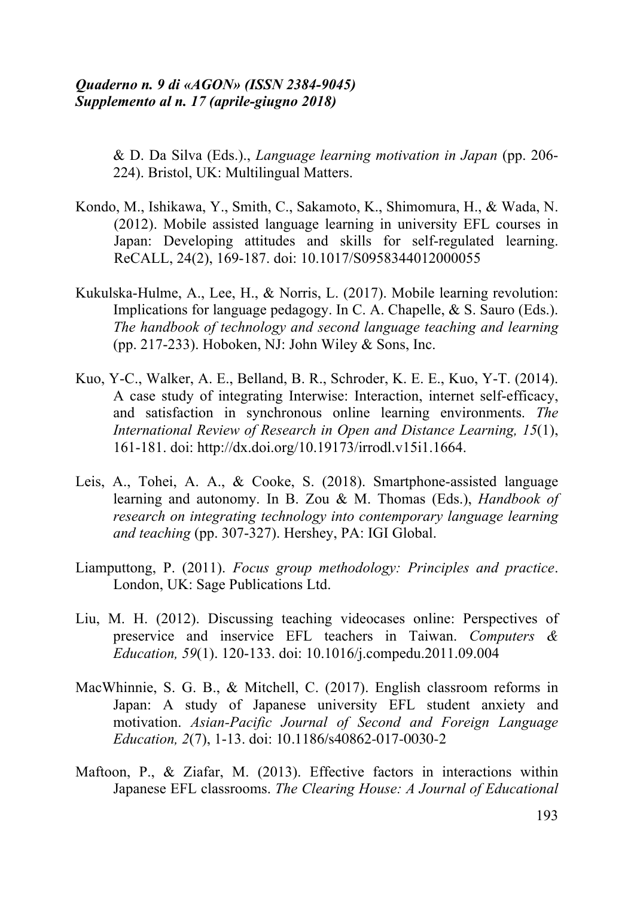& D. Da Silva (Eds.)., *Language learning motivation in Japan* (pp. 206-224). Bristol, UK: Multilingual Matters.

Kondo, M., Ishikawa, Y., Smith, C., Sakamoto, K., Shimomura, H., & Wada, N. (2012). Mobile assisted language learning in university EFL courses in Japan: Developing attitudes and skills for self-regulated learning. ReCALL, 24(2), 169-187. doi: 10.1017/S0958344012000055

Kukulska-Hulme, A., Lee, H., & Norris, L. (2017). Mobile learning revolution: Implications for language pedagogy. In C. A. Chapelle, & S. Sauro (Eds.). *The handbook of technology and second language teaching and learning* (pp. 217-233). Hoboken, NJ: John Wiley & Sons, Inc.

Kuo, Y-C., Walker, A. E., Belland, B. R., Schroder, K. E. E., Kuo, Y-T. (2014). A case study of integrating Interwise: Interaction, internet self-efficacy, and satisfaction in synchronous online learning environments. *The International Review of Research in Open and Distance Learning, 15*(1), 161-181. doi: http://dx.doi.org/10.19173/irrodl.v15i1.1664.

Leis, A., Tohei, A. A., & Cooke, S. (2018). Smartphone-assisted language learning and autonomy. In B. Zou & M. Thomas (Eds.), *Handbook of research on integrating technology into contemporary language learning and teaching* (pp. 307-327). Hershey, PA: IGI Global.

Liamputtong, P. (2011). *Focus group methodology: Principles and practice*. London, UK: Sage Publications Ltd.

Liu, M. H. (2012). Discussing teaching videocases online: Perspectives of preservice and inservice EFL teachers in Taiwan. *Computers & Education, 59*(1). 120-133. doi: 10.1016/j.compedu.2011.09.004

MacWhinnie, S. G. B., & Mitchell, C. (2017). English classroom reforms in Japan: A study of Japanese university EFL student anxiety and motivation. *Asian-Pacific Journal of Second and Foreign Language Education, 2*(7), 1-13. doi: 10.1186/s40862-017-0030-2

Maftoon, P., & Ziafar, M. (2013). Effective factors in interactions within Japanese EFL classrooms. *The Clearing House: A Journal of Educational*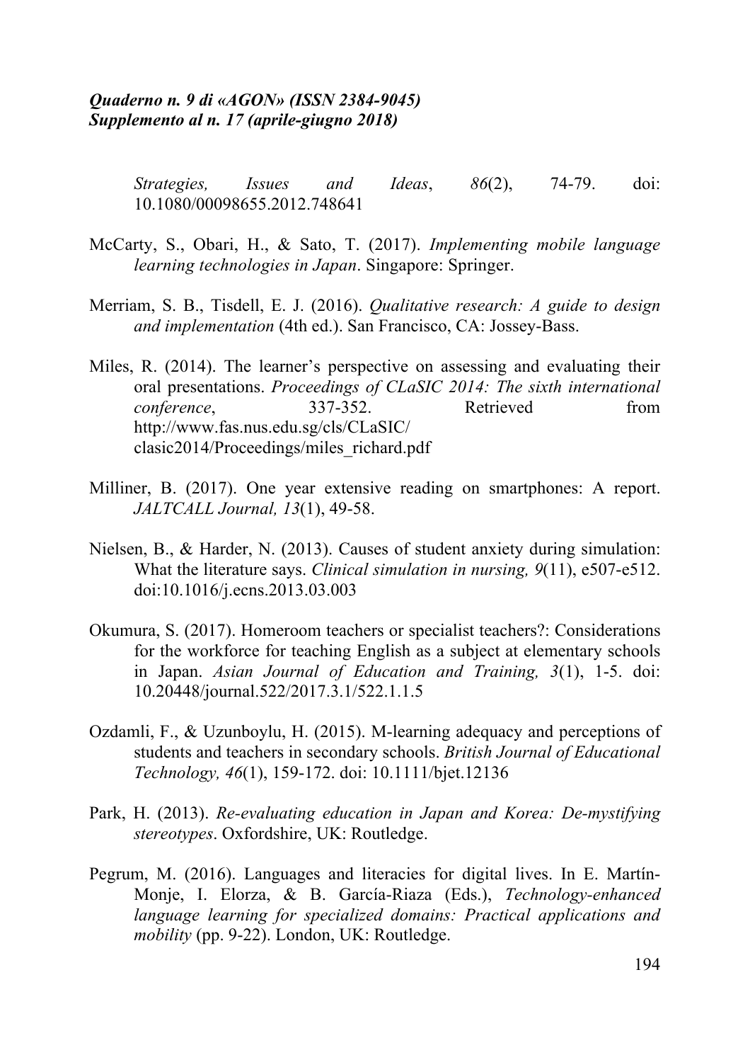*Strategies, Issues and Ideas*, *86*(2), 74-79. doi: 10.1080/00098655.2012.748641

McCarty, S., Obari, H., & Sato, T. (2017). *Implementing mobile language learning technologies in Japan*. Singapore: Springer.

Merriam, S. B., Tisdell, E. J. (2016). *Qualitative research: A guide to design and implementation* (4th ed.). San Francisco, CA: Jossey-Bass.

Miles, R. (2014). The learner's perspective on assessing and evaluating their oral presentations. *Proceedings of CLaSIC 2014: The sixth international conference*, 337-352. Retrieved from http://www.fas.nus.edu.sg/cls/CLaSIC/ clasic2014/Proceedings/miles_richard.pdf

Milliner, B. (2017). One year extensive reading on smartphones: A report. *JALTCALL Journal, 13*(1), 49-58.

Nielsen, B., & Harder, N. (2013). Causes of student anxiety during simulation: What the literature says. *Clinical simulation in nursing, 9*(11), e507-e512. doi:10.1016/j.ecns.2013.03.003

Okumura, S. (2017). Homeroom teachers or specialist teachers?: Considerations for the workforce for teaching English as a subject at elementary schools in Japan. *Asian Journal of Education and Training, 3*(1), 1-5. doi: 10.20448/journal.522/2017.3.1/522.1.1.5

Ozdamli, F., & Uzunboylu, H. (2015). M-learning adequacy and perceptions of students and teachers in secondary schools. *British Journal of Educational Technology, 46*(1), 159-172. doi: 10.1111/bjet.12136

Park, H. (2013). *Re-evaluating education in Japan and Korea: De-mystifying stereotypes*. Oxfordshire, UK: Routledge.

Pegrum, M. (2016). Languages and literacies for digital lives. In E. Martín-Monje, I. Elorza, & B. García-Riaza (Eds.), *Technology-enhanced language learning for specialized domains: Practical applications and mobility* (pp. 9-22). London, UK: Routledge.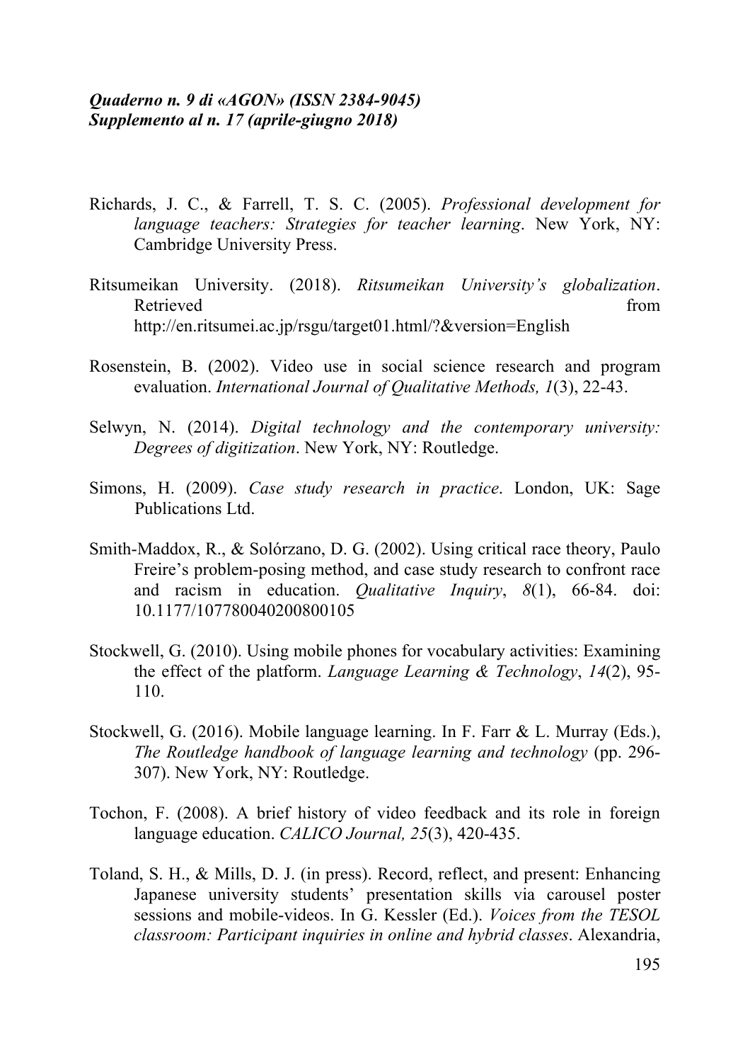Richards, J. C., & Farrell, T. S. C. (2005). *Professional development for language teachers: Strategies for teacher learning*. New York, NY: Cambridge University Press.

Ritsumeikan University. (2018). *Ritsumeikan University's globalization*. Retrieved from http://en.ritsumei.ac.jp/rsgu/target01.html/?&version=English

Rosenstein, B. (2002). Video use in social science research and program evaluation. *International Journal of Qualitative Methods, 1*(3), 22-43.

Selwyn, N. (2014). *Digital technology and the contemporary university: Degrees of digitization*. New York, NY: Routledge.

Simons, H. (2009). *Case study research in practice*. London, UK: Sage Publications Ltd.

Smith-Maddox, R., & Solórzano, D. G. (2002). Using critical race theory, Paulo Freire's problem-posing method, and case study research to confront race and racism in education. *Qualitative Inquiry*, *8*(1), 66-84. doi: 10.1177/107780040200800105

Stockwell, G. (2010). Using mobile phones for vocabulary activities: Examining the effect of the platform. *Language Learning & Technology*, *14*(2), 95-110.

Stockwell, G. (2016). Mobile language learning. In F. Farr & L. Murray (Eds.), *The Routledge handbook of language learning and technology* (pp. 296-307). New York, NY: Routledge.

Tochon, F. (2008). A brief history of video feedback and its role in foreign language education. *CALICO Journal, 25*(3), 420-435.

Toland, S. H., & Mills, D. J. (in press). Record, reflect, and present: Enhancing Japanese university students' presentation skills via carousel poster sessions and mobile-videos. In G. Kessler (Ed.). *Voices from the TESOL classroom: Participant inquiries in online and hybrid classes*. Alexandria,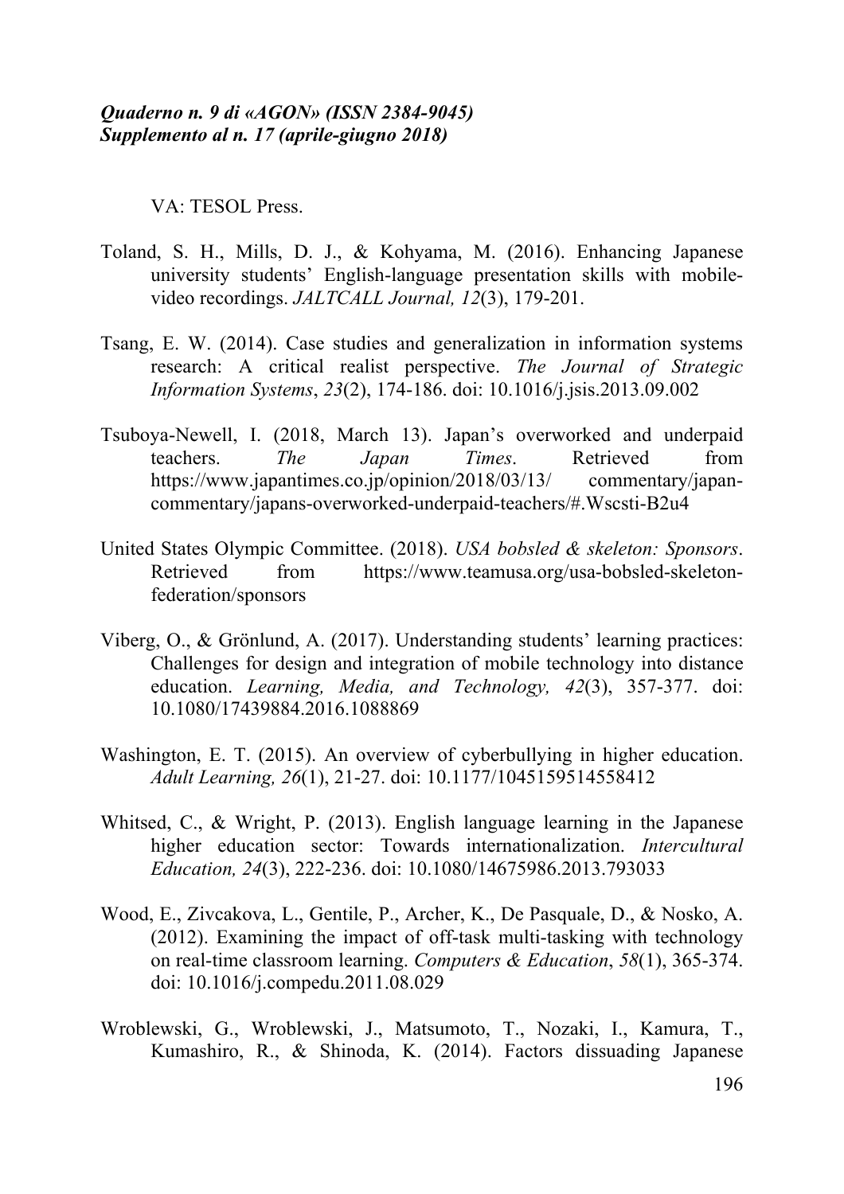VA: TESOL Press.

Toland, S. H., Mills, D. J., & Kohyama, M. (2016). Enhancing Japanese university students' English-language presentation skills with mobile-video recordings. *JALTCALL Journal, 12*(3), 179-201.

Tsang, E. W. (2014). Case studies and generalization in information systems research: A critical realist perspective. *The Journal of Strategic Information Systems*, *23*(2), 174-186. doi: 10.1016/j.jsis.2013.09.002

Tsuboya-Newell, I. (2018, March 13). Japan's overworked and underpaid teachers. *The Japan Times*. Retrieved from https://www.japantimes.co.jp/opinion/2018/03/13/ commentary/japan-commentary/japans-overworked-underpaid-teachers/#.Wscsti-B2u4

United States Olympic Committee. (2018). *USA bobsled & skeleton: Sponsors*. Retrieved from https://www.teamusa.org/usa-bobsled-skeleton-federation/sponsors

Viberg, O., & Grönlund, A. (2017). Understanding students' learning practices: Challenges for design and integration of mobile technology into distance education. *Learning, Media, and Technology, 42*(3), 357-377. doi: 10.1080/17439884.2016.1088869

Washington, E. T. (2015). An overview of cyberbullying in higher education. *Adult Learning, 26*(1), 21-27. doi: 10.1177/1045159514558412

Whitsed, C., & Wright, P. (2013). English language learning in the Japanese higher education sector: Towards internationalization. *Intercultural Education, 24*(3), 222-236. doi: 10.1080/14675986.2013.793033

Wood, E., Zivcakova, L., Gentile, P., Archer, K., De Pasquale, D., & Nosko, A. (2012). Examining the impact of off-task multi-tasking with technology on real-time classroom learning. *Computers & Education*, *58*(1), 365-374. doi: 10.1016/j.compedu.2011.08.029

Wroblewski, G., Wroblewski, J., Matsumoto, T., Nozaki, I., Kamura, T., Kumashiro, R., & Shinoda, K. (2014). Factors dissuading Japanese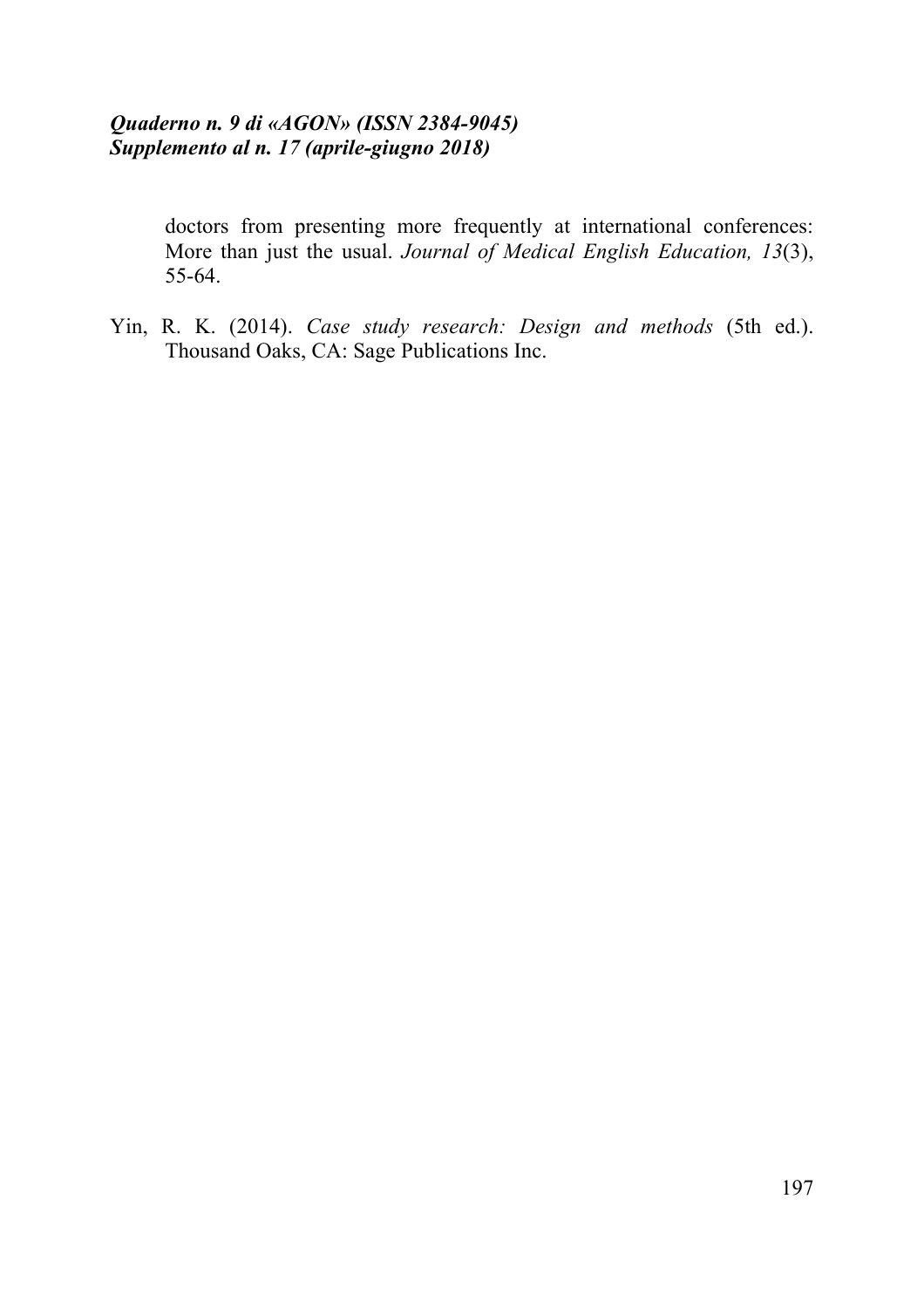doctors from presenting more frequently at international conferences: More than just the usual. *Journal of Medical English Education, 13*(3), 55-64.

Yin, R. K. (2014). *Case study research: Design and methods* (5th ed.). Thousand Oaks, CA: Sage Publications Inc.